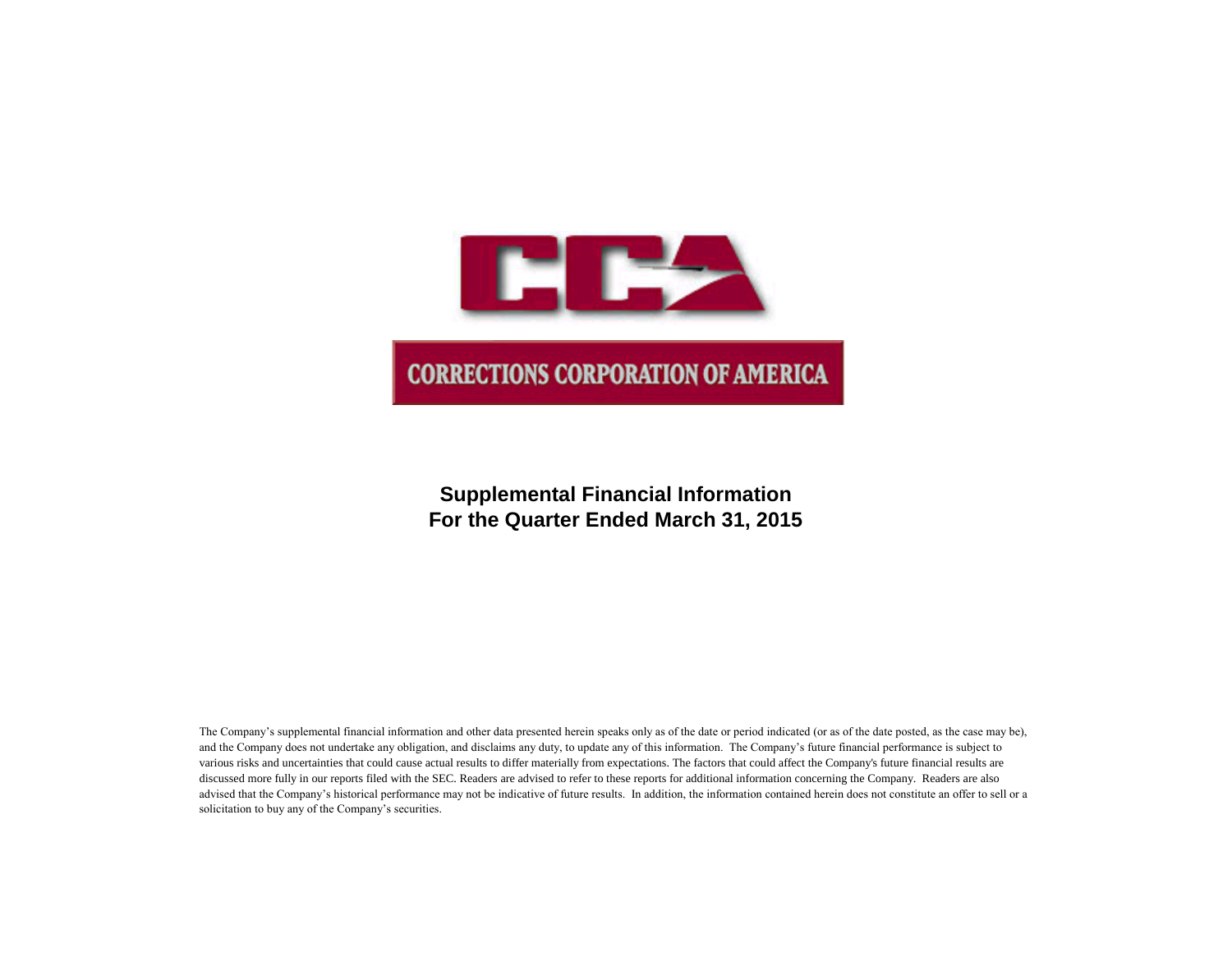CORRECTIONS CORPORATION OF AMERICA

# Supplemental Financial Information
# For the Quarter Ended March 31, 2015

The Company's supplemental financial information and other data presented herein speaks only as of the date or period indicated (or as of the date posted, as the case may be), and the Company does not undertake any obligation, and disclaims any duty, to update any of this information. The Company's future financial performance is subject to various risks and uncertainties that could cause actual results to differ materially from expectations. The factors that could affect the Company's future financial results are discussed more fully in our reports filed with the SEC. Readers are advised to refer to these reports for additional information concerning the Company. Readers are also advised that the Company's historical performance may not be indicative of future results. In addition, the information contained herein does not constitute an offer to sell or a solicitation to buy any of the Company's securities.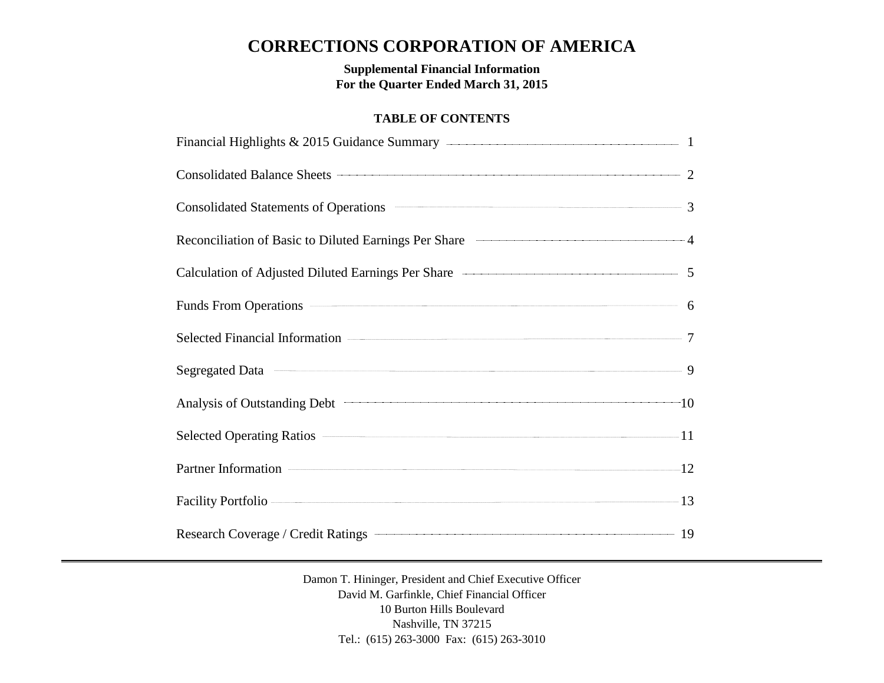# CORRECTIONS CORPORATION OF AMERICA

**Supplemental Financial Information**
**For the Quarter Ended March 31, 2015**

### TABLE OF CONTENTS

| | |
|---|---|
| Financial Highlights & 2015 Guidance Summary | 1 |
| Consolidated Balance Sheets | 2 |
| Consolidated Statements of Operations | 3 |
| Reconciliation of Basic to Diluted Earnings Per Share | 4 |
| Calculation of Adjusted Diluted Earnings Per Share | 5 |
| Funds From Operations | 6 |
| Selected Financial Information | 7 |
| Segregated Data | 9 |
| Analysis of Outstanding Debt | 10 |
| Selected Operating Ratios | 11 |
| Partner Information | 12 |
| Facility Portfolio | 13 |
| Research Coverage / Credit Ratings | 19 |

---

Damon T. Hininger, President and Chief Executive Officer
David M. Garfinkle, Chief Financial Officer
10 Burton Hills Boulevard
Nashville, TN 37215
Tel.: (615) 263-3000 Fax: (615) 263-3010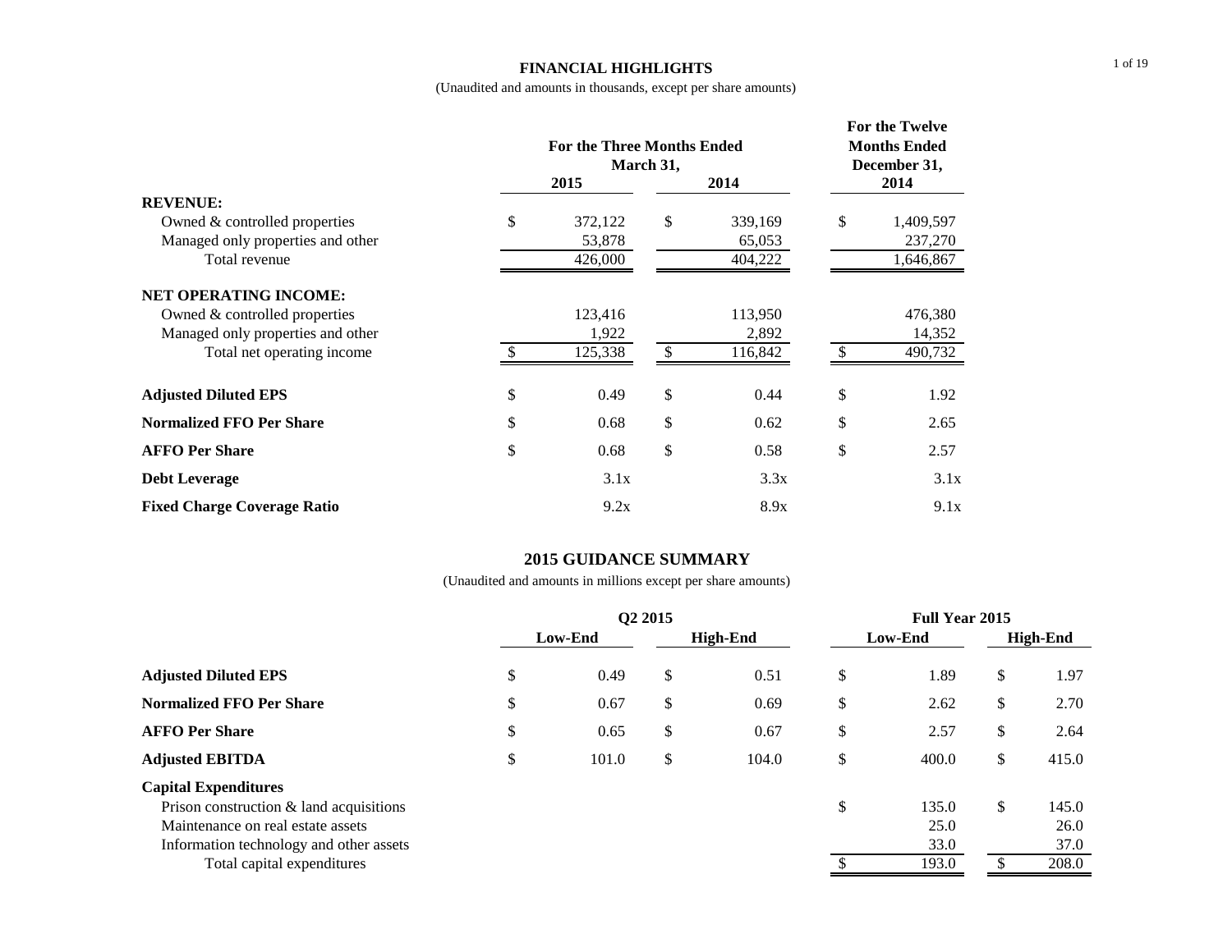# FINANCIAL HIGHLIGHTS

(Unaudited and amounts in thousands, except per share amounts)

| | For the Three Months Ended March 31, | | For the Twelve Months Ended December 31, |
|---|---|---|---|
| | 2015 | 2014 | 2014 |
| **REVENUE:** | | | |
| Owned & controlled properties | $ 372,122 | $ 339,169 | $ 1,409,597 |
| Managed only properties and other | 53,878 | 65,053 | 237,270 |
| Total revenue | 426,000 | 404,222 | 1,646,867 |
| **NET OPERATING INCOME:** | | | |
| Owned & controlled properties | 123,416 | 113,950 | 476,380 |
| Managed only properties and other | 1,922 | 2,892 | 14,352 |
| Total net operating income | $ 125,338 | $ 116,842 | $ 490,732 |
| **Adjusted Diluted EPS** | $ 0.49 | $ 0.44 | $ 1.92 |
| **Normalized FFO Per Share** | $ 0.68 | $ 0.62 | $ 2.65 |
| **AFFO Per Share** | $ 0.68 | $ 0.58 | $ 2.57 |
| **Debt Leverage** | 3.1x | 3.3x | 3.1x |
| **Fixed Charge Coverage Ratio** | 9.2x | 8.9x | 9.1x |

# 2015 GUIDANCE SUMMARY

(Unaudited and amounts in millions except per share amounts)

| | Q2 2015 | | Full Year 2015 | |
|---|---|---|---|---|
| | Low-End | High-End | Low-End | High-End |
| **Adjusted Diluted EPS** | $ 0.49 | $ 0.51 | $ 1.89 | $ 1.97 |
| **Normalized FFO Per Share** | $ 0.67 | $ 0.69 | $ 2.62 | $ 2.70 |
| **AFFO Per Share** | $ 0.65 | $ 0.67 | $ 2.57 | $ 2.64 |
| **Adjusted EBITDA** | $ 101.0 | $ 104.0 | $ 400.0 | $ 415.0 |
| **Capital Expenditures** | | | | |
| Prison construction & land acquisitions | | | $ 135.0 | $ 145.0 |
| Maintenance on real estate assets | | | 25.0 | 26.0 |
| Information technology and other assets | | | 33.0 | 37.0 |
| Total capital expenditures | | | $ 193.0 | $ 208.0 |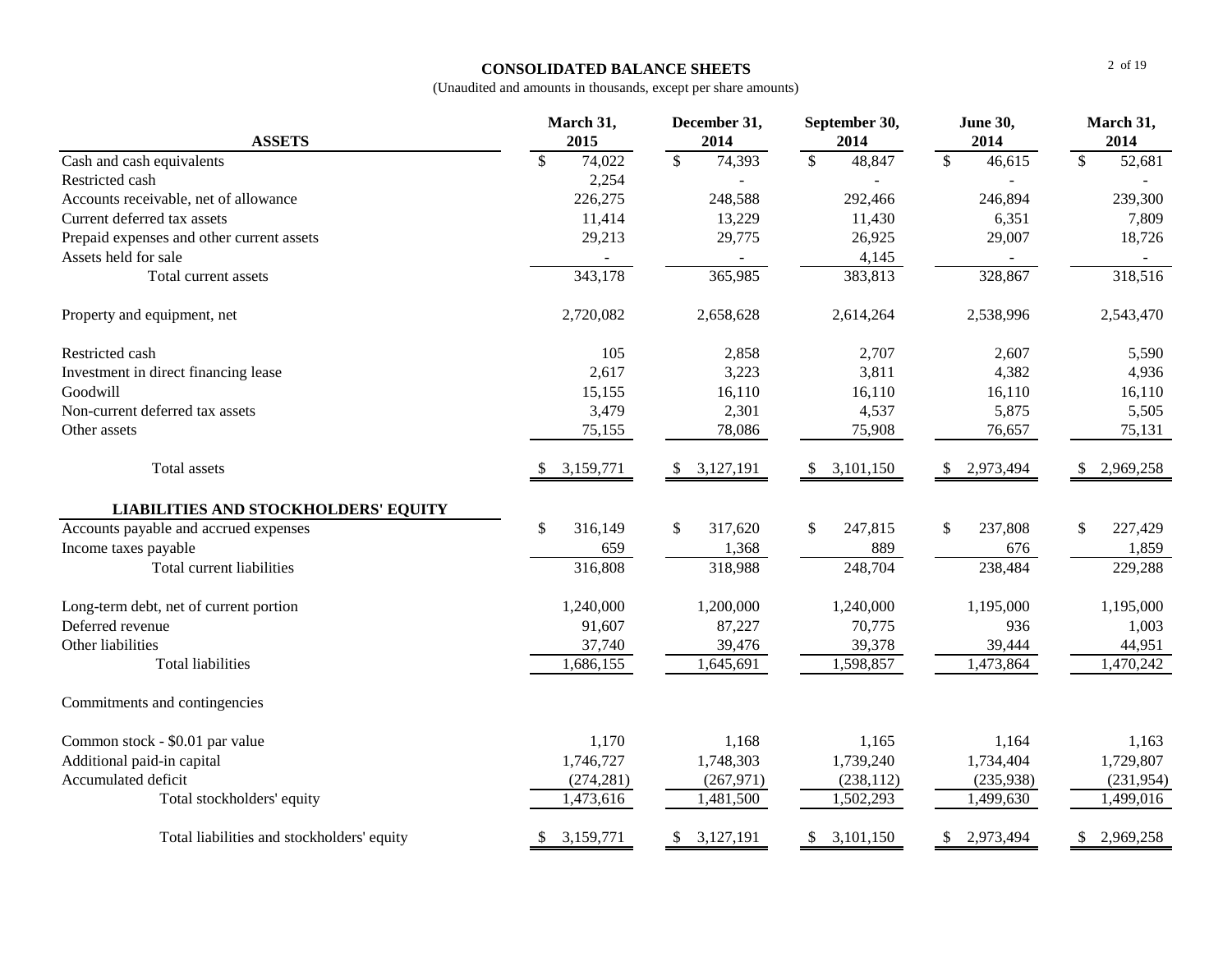**CONSOLIDATED BALANCE SHEETS**

(Unaudited and amounts in thousands, except per share amounts)

| ASSETS | March 31, 2015 | December 31, 2014 | September 30, 2014 | June 30, 2014 | March 31, 2014 |
|---|---|---|---|---|---|
| Cash and cash equivalents | $ 74,022 | $ 74,393 | $ 48,847 | $ 46,615 | $ 52,681 |
| Restricted cash | 2,254 | - | - | - | - |
| Accounts receivable, net of allowance | 226,275 | 248,588 | 292,466 | 246,894 | 239,300 |
| Current deferred tax assets | 11,414 | 13,229 | 11,430 | 6,351 | 7,809 |
| Prepaid expenses and other current assets | 29,213 | 29,775 | 26,925 | 29,007 | 18,726 |
| Assets held for sale | - | - | 4,145 | - | - |
| Total current assets | 343,178 | 365,985 | 383,813 | 328,867 | 318,516 |
| Property and equipment, net | 2,720,082 | 2,658,628 | 2,614,264 | 2,538,996 | 2,543,470 |
| Restricted cash | 105 | 2,858 | 2,707 | 2,607 | 5,590 |
| Investment in direct financing lease | 2,617 | 3,223 | 3,811 | 4,382 | 4,936 |
| Goodwill | 15,155 | 16,110 | 16,110 | 16,110 | 16,110 |
| Non-current deferred tax assets | 3,479 | 2,301 | 4,537 | 5,875 | 5,505 |
| Other assets | 75,155 | 78,086 | 75,908 | 76,657 | 75,131 |
| Total assets | $ 3,159,771 | $ 3,127,191 | $ 3,101,150 | $ 2,973,494 | $ 2,969,258 |
| **LIABILITIES AND STOCKHOLDERS' EQUITY** | | | | | |
| Accounts payable and accrued expenses | $ 316,149 | $ 317,620 | $ 247,815 | $ 237,808 | $ 227,429 |
| Income taxes payable | 659 | 1,368 | 889 | 676 | 1,859 |
| Total current liabilities | 316,808 | 318,988 | 248,704 | 238,484 | 229,288 |
| Long-term debt, net of current portion | 1,240,000 | 1,200,000 | 1,240,000 | 1,195,000 | 1,195,000 |
| Deferred revenue | 91,607 | 87,227 | 70,775 | 936 | 1,003 |
| Other liabilities | 37,740 | 39,476 | 39,378 | 39,444 | 44,951 |
| Total liabilities | 1,686,155 | 1,645,691 | 1,598,857 | 1,473,864 | 1,470,242 |
| Commitments and contingencies | | | | | |
| Common stock - $0.01 par value | 1,170 | 1,168 | 1,165 | 1,164 | 1,163 |
| Additional paid-in capital | 1,746,727 | 1,748,303 | 1,739,240 | 1,734,404 | 1,729,807 |
| Accumulated deficit | (274,281) | (267,971) | (238,112) | (235,938) | (231,954) |
| Total stockholders' equity | 1,473,616 | 1,481,500 | 1,502,293 | 1,499,630 | 1,499,016 |
| Total liabilities and stockholders' equity | $ 3,159,771 | $ 3,127,191 | $ 3,101,150 | $ 2,973,494 | $ 2,969,258 |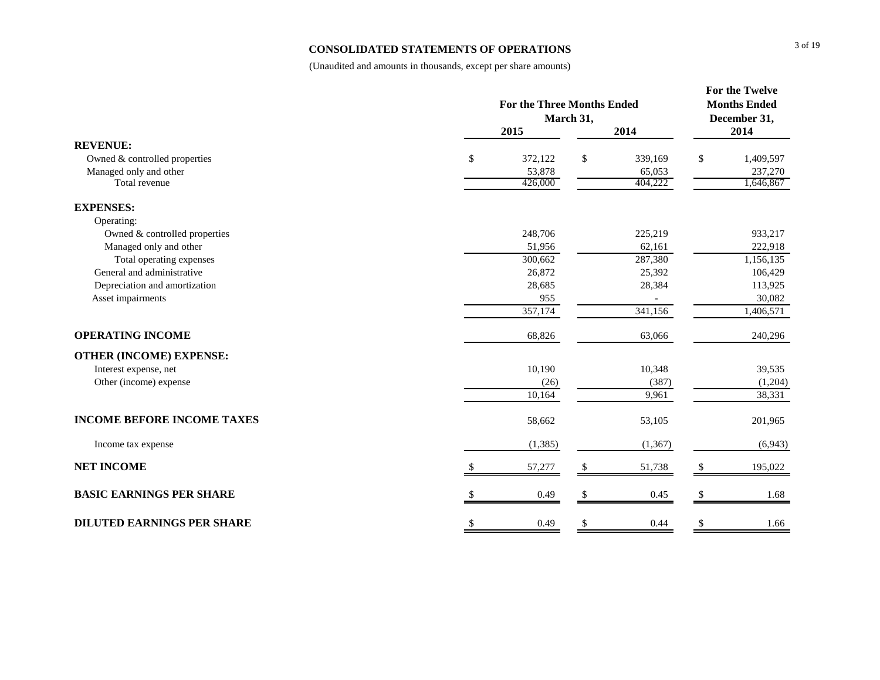## CONSOLIDATED STATEMENTS OF OPERATIONS

(Unaudited and amounts in thousands, except per share amounts)

| | For the Three Months Ended March 31, 2015 | For the Three Months Ended March 31, 2014 | For the Twelve Months Ended December 31, 2014 |
|---|---|---|---|
| **REVENUE:** | | | |
| Owned & controlled properties | $ 372,122 | $ 339,169 | $ 1,409,597 |
| Managed only and other | 53,878 | 65,053 | 237,270 |
| Total revenue | 426,000 | 404,222 | 1,646,867 |
| **EXPENSES:** | | | |
| Operating: | | | |
| Owned & controlled properties | 248,706 | 225,219 | 933,217 |
| Managed only and other | 51,956 | 62,161 | 222,918 |
| Total operating expenses | 300,662 | 287,380 | 1,156,135 |
| General and administrative | 26,872 | 25,392 | 106,429 |
| Depreciation and amortization | 28,685 | 28,384 | 113,925 |
| Asset impairments | 955 | - | 30,082 |
| | 357,174 | 341,156 | 1,406,571 |
| **OPERATING INCOME** | 68,826 | 63,066 | 240,296 |
| **OTHER (INCOME) EXPENSE:** | | | |
| Interest expense, net | 10,190 | 10,348 | 39,535 |
| Other (income) expense | (26) | (387) | (1,204) |
| | 10,164 | 9,961 | 38,331 |
| **INCOME BEFORE INCOME TAXES** | 58,662 | 53,105 | 201,965 |
| Income tax expense | (1,385) | (1,367) | (6,943) |
| **NET INCOME** | $ 57,277 | $ 51,738 | $ 195,022 |
| **BASIC EARNINGS PER SHARE** | $ 0.49 | $ 0.45 | $ 1.68 |
| **DILUTED EARNINGS PER SHARE** | $ 0.49 | $ 0.44 | $ 1.66 |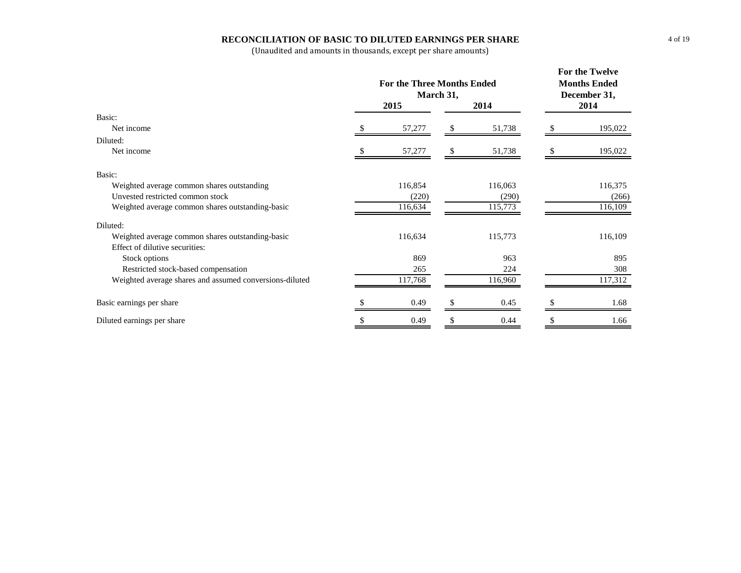# RECONCILIATION OF BASIC TO DILUTED EARNINGS PER SHARE

(Unaudited and amounts in thousands, except per share amounts)

| | For the Three Months Ended March 31, | | For the Twelve Months Ended December 31, |
|---|---|---|---|
| | 2015 | 2014 | 2014 |
| **Basic:** | | | |
| Net income | $ 57,277 | $ 51,738 | $ 195,022 |
| **Diluted:** | | | |
| Net income | $ 57,277 | $ 51,738 | $ 195,022 |
| **Basic:** | | | |
| Weighted average common shares outstanding | 116,854 | 116,063 | 116,375 |
| Unvested restricted common stock | (220) | (290) | (266) |
| Weighted average common shares outstanding-basic | 116,634 | 115,773 | 116,109 |
| **Diluted:** | | | |
| Weighted average common shares outstanding-basic | 116,634 | 115,773 | 116,109 |
| Effect of dilutive securities: | | | |
| Stock options | 869 | 963 | 895 |
| Restricted stock-based compensation | 265 | 224 | 308 |
| Weighted average shares and assumed conversions-diluted | 117,768 | 116,960 | 117,312 |
| Basic earnings per share | $ 0.49 | $ 0.45 | $ 1.68 |
| Diluted earnings per share | $ 0.49 | $ 0.44 | $ 1.66 |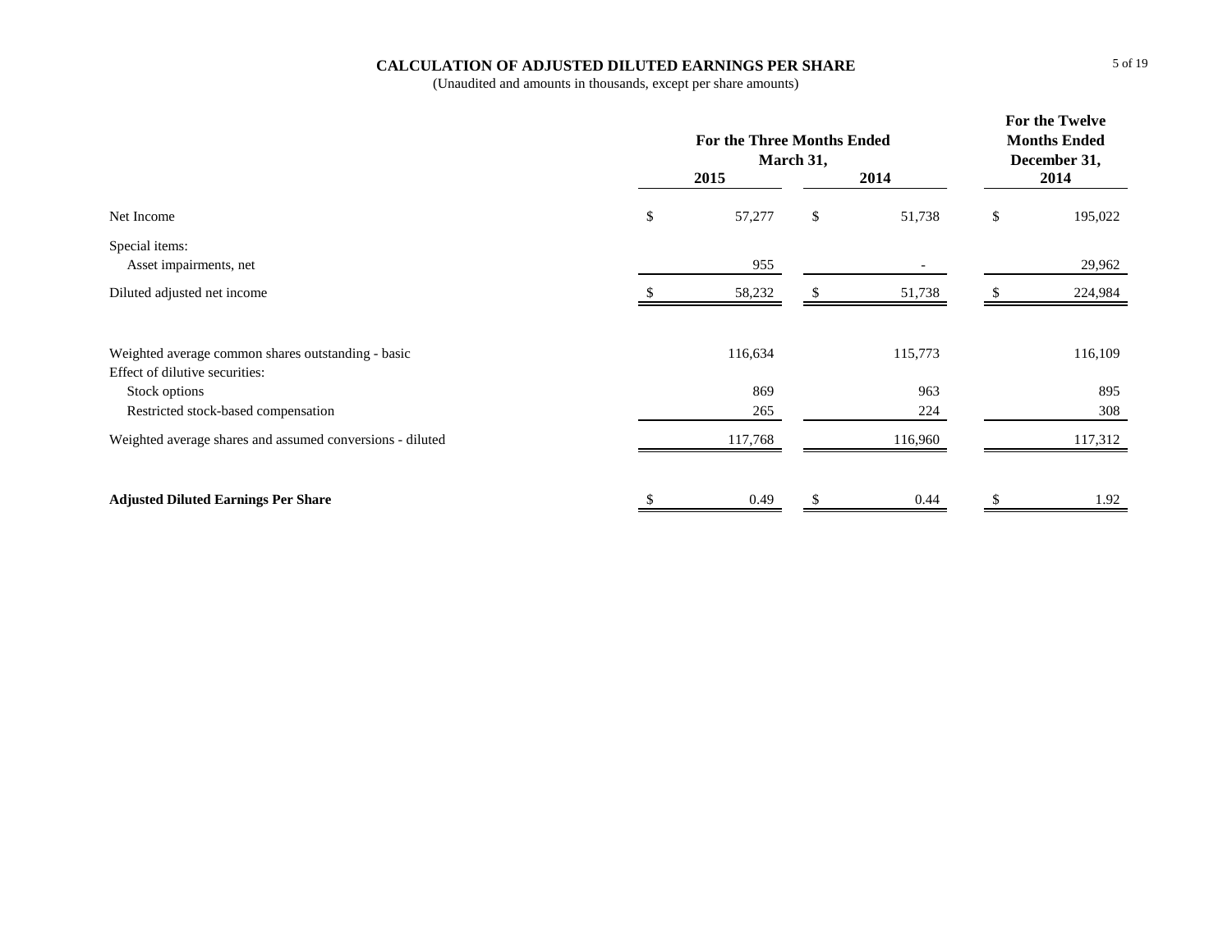# CALCULATION OF ADJUSTED DILUTED EARNINGS PER SHARE

(Unaudited and amounts in thousands, except per share amounts)

| | For the Three Months Ended March 31, | | For the Twelve Months Ended December 31, |
|---|---|---|---|
| | 2015 | 2014 | 2014 |
| Net Income | $ 57,277 | $ 51,738 | $ 195,022 |
| Special items: | | | |
| Asset impairments, net | 955 | - | 29,962 |
| Diluted adjusted net income | $ 58,232 | $ 51,738 | $ 224,984 |
| | | | |
| Weighted average common shares outstanding - basic | 116,634 | 115,773 | 116,109 |
| Effect of dilutive securities: | | | |
| Stock options | 869 | 963 | 895 |
| Restricted stock-based compensation | 265 | 224 | 308 |
| Weighted average shares and assumed conversions - diluted | 117,768 | 116,960 | 117,312 |
| | | | |
| **Adjusted Diluted Earnings Per Share** | $ 0.49 | $ 0.44 | $ 1.92 |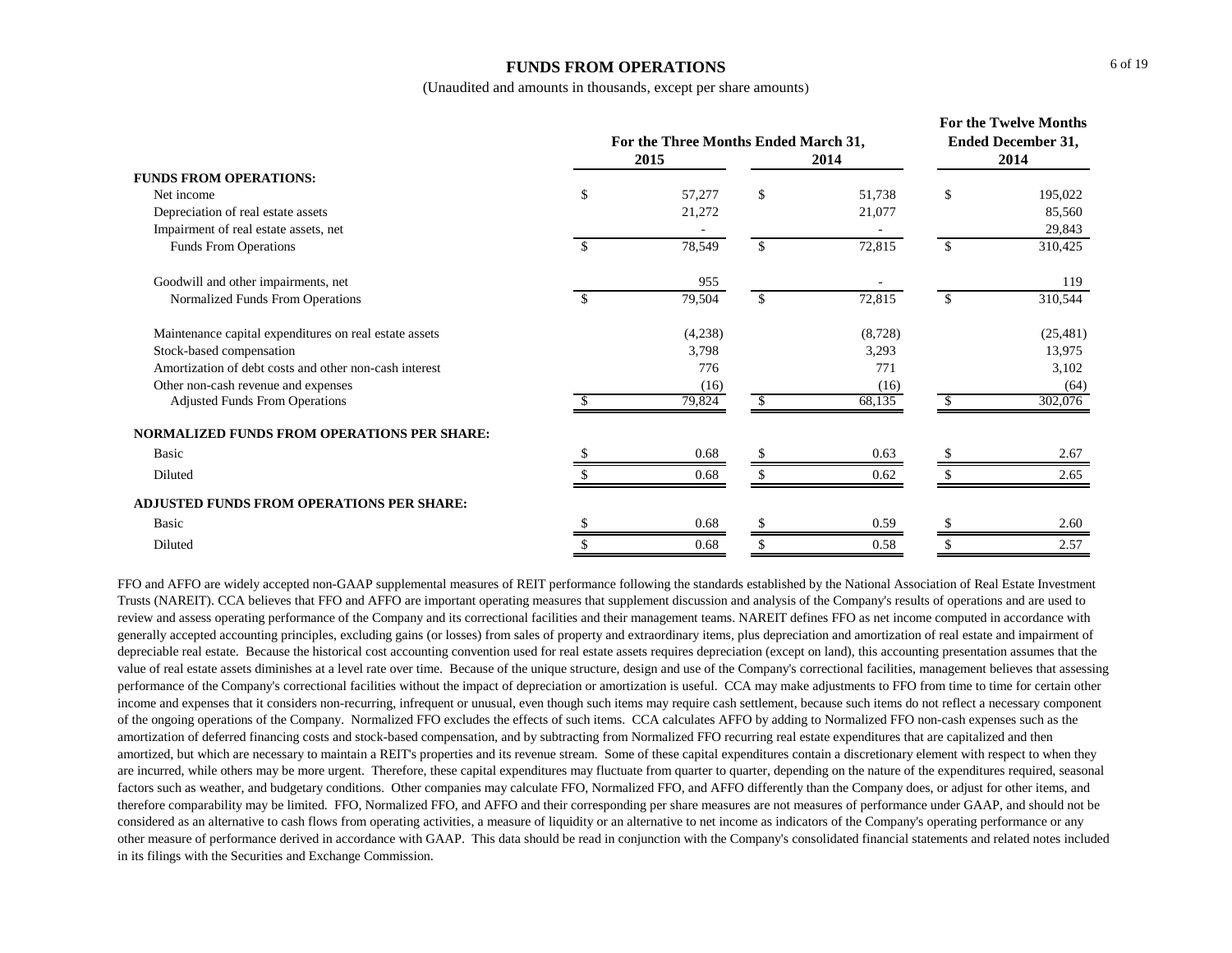## FUNDS FROM OPERATIONS

(Unaudited and amounts in thousands, except per share amounts)

| | For the Three Months Ended March 31, 2015 | For the Three Months Ended March 31, 2014 | For the Twelve Months Ended December 31, 2014 |
|---|---|---|---|
| **FUNDS FROM OPERATIONS:** | | | |
| Net income | $ 57,277 | $ 51,738 | $ 195,022 |
| Depreciation of real estate assets | 21,272 | 21,077 | 85,560 |
| Impairment of real estate assets, net | - | - | 29,843 |
| Funds From Operations | $ 78,549 | $ 72,815 | $ 310,425 |
| | | | |
| Goodwill and other impairments, net | 955 | - | 119 |
| Normalized Funds From Operations | $ 79,504 | $ 72,815 | $ 310,544 |
| | | | |
| Maintenance capital expenditures on real estate assets | (4,238) | (8,728) | (25,481) |
| Stock-based compensation | 3,798 | 3,293 | 13,975 |
| Amortization of debt costs and other non-cash interest | 776 | 771 | 3,102 |
| Other non-cash revenue and expenses | (16) | (16) | (64) |
| Adjusted Funds From Operations | $ 79,824 | $ 68,135 | $ 302,076 |
| | | | |
| **NORMALIZED FUNDS FROM OPERATIONS PER SHARE:** | | | |
| Basic | $ 0.68 | $ 0.63 | $ 2.67 |
| Diluted | $ 0.68 | $ 0.62 | $ 2.65 |
| | | | |
| **ADJUSTED FUNDS FROM OPERATIONS PER SHARE:** | | | |
| Basic | $ 0.68 | $ 0.59 | $ 2.60 |
| Diluted | $ 0.68 | $ 0.58 | $ 2.57 |

FFO and AFFO are widely accepted non-GAAP supplemental measures of REIT performance following the standards established by the National Association of Real Estate Investment Trusts (NAREIT). CCA believes that FFO and AFFO are important operating measures that supplement discussion and analysis of the Company's results of operations and are used to review and assess operating performance of the Company and its correctional facilities and their management teams. NAREIT defines FFO as net income computed in accordance with generally accepted accounting principles, excluding gains (or losses) from sales of property and extraordinary items, plus depreciation and amortization of real estate and impairment of depreciable real estate. Because the historical cost accounting convention used for real estate assets requires depreciation (except on land), this accounting presentation assumes that the value of real estate assets diminishes at a level rate over time. Because of the unique structure, design and use of the Company's correctional facilities, management believes that assessing performance of the Company's correctional facilities without the impact of depreciation or amortization is useful. CCA may make adjustments to FFO from time to time for certain other income and expenses that it considers non-recurring, infrequent or unusual, even though such items may require cash settlement, because such items do not reflect a necessary component of the ongoing operations of the Company. Normalized FFO excludes the effects of such items. CCA calculates AFFO by adding to Normalized FFO non-cash expenses such as the amortization of deferred financing costs and stock-based compensation, and by subtracting from Normalized FFO recurring real estate expenditures that are capitalized and then amortized, but which are necessary to maintain a REIT's properties and its revenue stream. Some of these capital expenditures contain a discretionary element with respect to when they are incurred, while others may be more urgent. Therefore, these capital expenditures may fluctuate from quarter to quarter, depending on the nature of the expenditures required, seasonal factors such as weather, and budgetary conditions. Other companies may calculate FFO, Normalized FFO, and AFFO differently than the Company does, or adjust for other items, and therefore comparability may be limited. FFO, Normalized FFO, and AFFO and their corresponding per share measures are not measures of performance under GAAP, and should not be considered as an alternative to cash flows from operating activities, a measure of liquidity or an alternative to net income as indicators of the Company's operating performance or any other measure of performance derived in accordance with GAAP. This data should be read in conjunction with the Company's consolidated financial statements and related notes included in its filings with the Securities and Exchange Commission.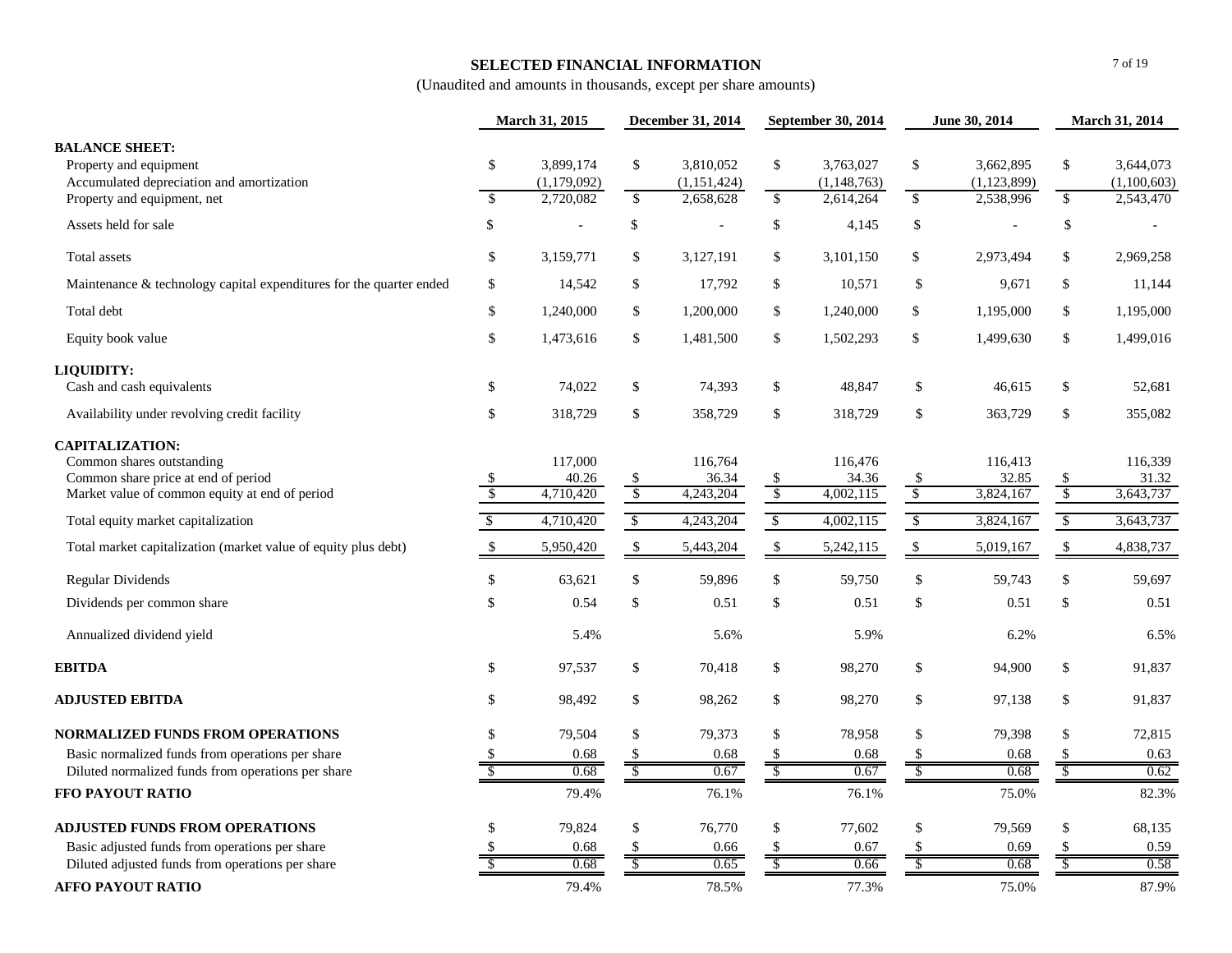**SELECTED FINANCIAL INFORMATION**

(Unaudited and amounts in thousands, except per share amounts)

| | March 31, 2015 | December 31, 2014 | September 30, 2014 | June 30, 2014 | March 31, 2014 |
|---|---|---|---|---|---|
| **BALANCE SHEET:** | | | | | |
| Property and equipment | $ 3,899,174 | $ 3,810,052 | $ 3,763,027 | $ 3,662,895 | $ 3,644,073 |
| Accumulated depreciation and amortization | (1,179,092) | (1,151,424) | (1,148,763) | (1,123,899) | (1,100,603) |
| Property and equipment, net | $ 2,720,082 | $ 2,658,628 | $ 2,614,264 | $ 2,538,996 | $ 2,543,470 |
| Assets held for sale | $ - | $ - | $ 4,145 | $ - | $ - |
| Total assets | $ 3,159,771 | $ 3,127,191 | $ 3,101,150 | $ 2,973,494 | $ 2,969,258 |
| Maintenance & technology capital expenditures for the quarter ended | $ 14,542 | $ 17,792 | $ 10,571 | $ 9,671 | $ 11,144 |
| Total debt | $ 1,240,000 | $ 1,200,000 | $ 1,240,000 | $ 1,195,000 | $ 1,195,000 |
| Equity book value | $ 1,473,616 | $ 1,481,500 | $ 1,502,293 | $ 1,499,630 | $ 1,499,016 |
| **LIQUIDITY:** | | | | | |
| Cash and cash equivalents | $ 74,022 | $ 74,393 | $ 48,847 | $ 46,615 | $ 52,681 |
| Availability under revolving credit facility | $ 318,729 | $ 358,729 | $ 318,729 | $ 363,729 | $ 355,082 |
| **CAPITALIZATION:** | | | | | |
| Common shares outstanding | 117,000 | 116,764 | 116,476 | 116,413 | 116,339 |
| Common share price at end of period | $ 40.26 | $ 36.34 | $ 34.36 | $ 32.85 | $ 31.32 |
| Market value of common equity at end of period | $ 4,710,420 | $ 4,243,204 | $ 4,002,115 | $ 3,824,167 | $ 3,643,737 |
| Total equity market capitalization | $ 4,710,420 | $ 4,243,204 | $ 4,002,115 | $ 3,824,167 | $ 3,643,737 |
| Total market capitalization (market value of equity plus debt) | $ 5,950,420 | $ 5,443,204 | $ 5,242,115 | $ 5,019,167 | $ 4,838,737 |
| Regular Dividends | $ 63,621 | $ 59,896 | $ 59,750 | $ 59,743 | $ 59,697 |
| Dividends per common share | $ 0.54 | $ 0.51 | $ 0.51 | $ 0.51 | $ 0.51 |
| Annualized dividend yield | 5.4% | 5.6% | 5.9% | 6.2% | 6.5% |
| **EBITDA** | $ 97,537 | $ 70,418 | $ 98,270 | $ 94,900 | $ 91,837 |
| **ADJUSTED EBITDA** | $ 98,492 | $ 98,262 | $ 98,270 | $ 97,138 | $ 91,837 |
| **NORMALIZED FUNDS FROM OPERATIONS** | $ 79,504 | $ 79,373 | $ 78,958 | $ 79,398 | $ 72,815 |
| Basic normalized funds from operations per share | $ 0.68 | $ 0.68 | $ 0.68 | $ 0.68 | $ 0.63 |
| Diluted normalized funds from operations per share | $ 0.68 | $ 0.67 | $ 0.67 | $ 0.68 | $ 0.62 |
| **FFO PAYOUT RATIO** | 79.4% | 76.1% | 76.1% | 75.0% | 82.3% |
| **ADJUSTED FUNDS FROM OPERATIONS** | $ 79,824 | $ 76,770 | $ 77,602 | $ 79,569 | $ 68,135 |
| Basic adjusted funds from operations per share | $ 0.68 | $ 0.66 | $ 0.67 | $ 0.69 | $ 0.59 |
| Diluted adjusted funds from operations per share | $ 0.68 | $ 0.65 | $ 0.66 | $ 0.68 | $ 0.58 |
| **AFFO PAYOUT RATIO** | 79.4% | 78.5% | 77.3% | 75.0% | 87.9% |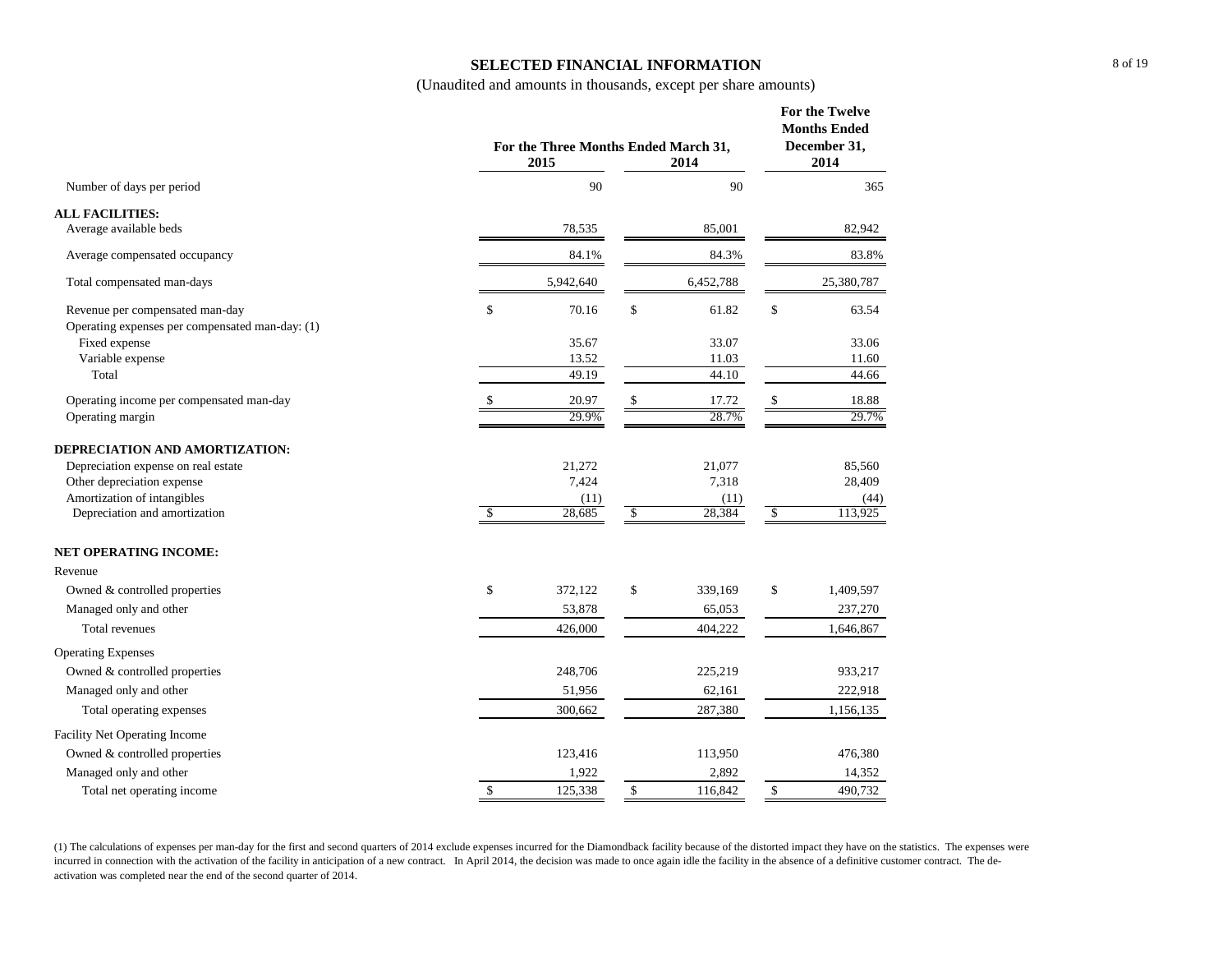# SELECTED FINANCIAL INFORMATION

(Unaudited and amounts in thousands, except per share amounts)

| | For the Three Months Ended March 31, 2015 | For the Three Months Ended March 31, 2014 | For the Twelve Months Ended December 31, 2014 |
|---|---|---|---|
| Number of days per period | 90 | 90 | 365 |
| **ALL FACILITIES:** | | | |
| Average available beds | 78,535 | 85,001 | 82,942 |
| Average compensated occupancy | 84.1% | 84.3% | 83.8% |
| Total compensated man-days | 5,942,640 | 6,452,788 | 25,380,787 |
| Revenue per compensated man-day | $ 70.16 | $ 61.82 | $ 63.54 |
| Operating expenses per compensated man-day: (1) | | | |
| Fixed expense | 35.67 | 33.07 | 33.06 |
| Variable expense | 13.52 | 11.03 | 11.60 |
| Total | 49.19 | 44.10 | 44.66 |
| Operating income per compensated man-day | $ 20.97 | $ 17.72 | $ 18.88 |
| Operating margin | 29.9% | 28.7% | 29.7% |
| **DEPRECIATION AND AMORTIZATION:** | | | |
| Depreciation expense on real estate | 21,272 | 21,077 | 85,560 |
| Other depreciation expense | 7,424 | 7,318 | 28,409 |
| Amortization of intangibles | (11) | (11) | (44) |
| Depreciation and amortization | $ 28,685 | $ 28,384 | $ 113,925 |
| **NET OPERATING INCOME:** | | | |
| Revenue | | | |
| Owned & controlled properties | $ 372,122 | $ 339,169 | $ 1,409,597 |
| Managed only and other | 53,878 | 65,053 | 237,270 |
| Total revenues | 426,000 | 404,222 | 1,646,867 |
| Operating Expenses | | | |
| Owned & controlled properties | 248,706 | 225,219 | 933,217 |
| Managed only and other | 51,956 | 62,161 | 222,918 |
| Total operating expenses | 300,662 | 287,380 | 1,156,135 |
| Facility Net Operating Income | | | |
| Owned & controlled properties | 123,416 | 113,950 | 476,380 |
| Managed only and other | 1,922 | 2,892 | 14,352 |
| Total net operating income | $ 125,338 | $ 116,842 | $ 490,732 |

(1) The calculations of expenses per man-day for the first and second quarters of 2014 exclude expenses incurred for the Diamondback facility because of the distorted impact they have on the statistics. The expenses were incurred in connection with the activation of the facility in anticipation of a new contract. In April 2014, the decision was made to once again idle the facility in the absence of a definitive customer contract. The de-activation was completed near the end of the second quarter of 2014.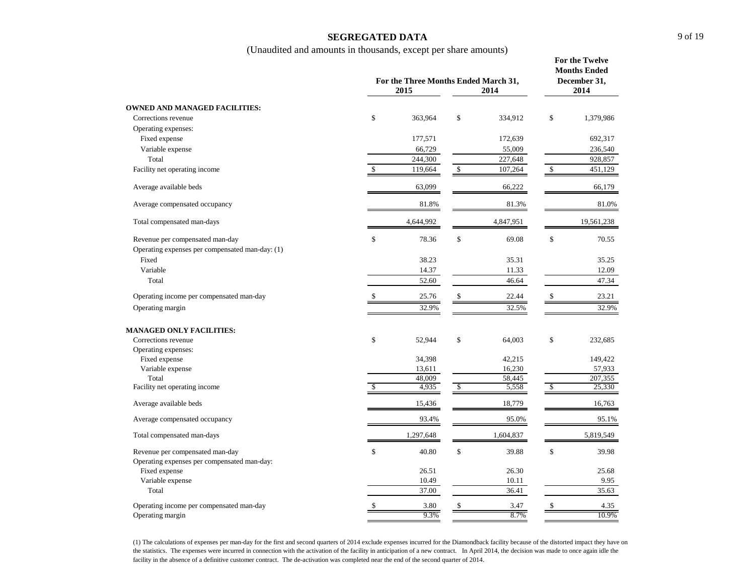# SEGREGATED DATA

(Unaudited and amounts in thousands, except per share amounts)

| | For the Three Months Ended March 31, 2015 | For the Three Months Ended March 31, 2014 | For the Twelve Months Ended December 31, 2014 |
|---|---|---|---|
| **OWNED AND MANAGED FACILITIES:** | | | |
| Corrections revenue | $ 363,964 | $ 334,912 | $ 1,379,986 |
| Operating expenses: | | | |
| Fixed expense | 177,571 | 172,639 | 692,317 |
| Variable expense | 66,729 | 55,009 | 236,540 |
| Total | 244,300 | 227,648 | 928,857 |
| Facility net operating income | $ 119,664 | $ 107,264 | $ 451,129 |
| Average available beds | 63,099 | 66,222 | 66,179 |
| Average compensated occupancy | 81.8% | 81.3% | 81.0% |
| Total compensated man-days | 4,644,992 | 4,847,951 | 19,561,238 |
| Revenue per compensated man-day | $ 78.36 | $ 69.08 | $ 70.55 |
| Operating expenses per compensated man-day: (1) | | | |
| Fixed | 38.23 | 35.31 | 35.25 |
| Variable | 14.37 | 11.33 | 12.09 |
| Total | 52.60 | 46.64 | 47.34 |
| Operating income per compensated man-day | $ 25.76 | $ 22.44 | $ 23.21 |
| Operating margin | 32.9% | 32.5% | 32.9% |
| **MANAGED ONLY FACILITIES:** | | | |
| Corrections revenue | $ 52,944 | $ 64,003 | $ 232,685 |
| Operating expenses: | | | |
| Fixed expense | 34,398 | 42,215 | 149,422 |
| Variable expense | 13,611 | 16,230 | 57,933 |
| Total | 48,009 | 58,445 | 207,355 |
| Facility net operating income | $ 4,935 | $ 5,558 | $ 25,330 |
| Average available beds | 15,436 | 18,779 | 16,763 |
| Average compensated occupancy | 93.4% | 95.0% | 95.1% |
| Total compensated man-days | 1,297,648 | 1,604,837 | 5,819,549 |
| Revenue per compensated man-day | $ 40.80 | $ 39.88 | $ 39.98 |
| Operating expenses per compensated man-day: | | | |
| Fixed expense | 26.51 | 26.30 | 25.68 |
| Variable expense | 10.49 | 10.11 | 9.95 |
| Total | 37.00 | 36.41 | 35.63 |
| Operating income per compensated man-day | $ 3.80 | $ 3.47 | $ 4.35 |
| Operating margin | 9.3% | 8.7% | 10.9% |

(1) The calculations of expenses per man-day for the first and second quarters of 2014 exclude expenses incurred for the Diamondback facility because of the distorted impact they have on the statistics. The expenses were incurred in connection with the activation of the facility in anticipation of a new contract. In April 2014, the decision was made to once again idle the facility in the absence of a definitive customer contract. The de-activation was completed near the end of the second quarter of 2014.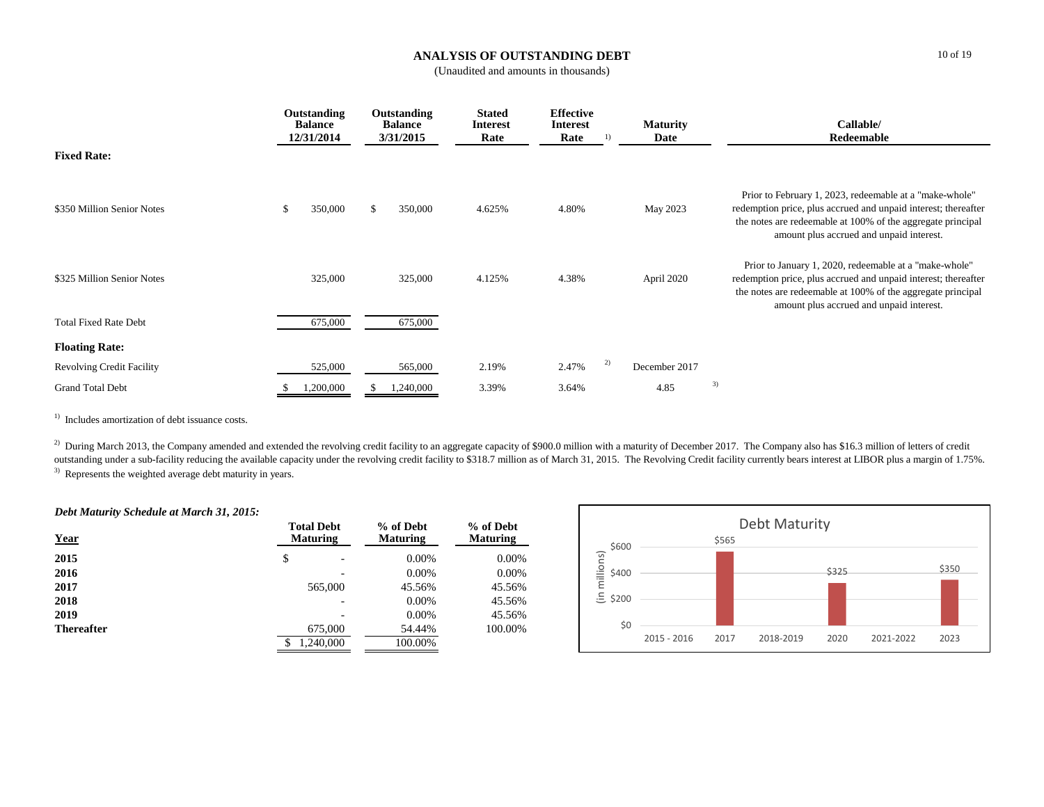# ANALYSIS OF OUTSTANDING DEBT

(Unaudited and amounts in thousands)

| | Outstanding Balance 12/31/2014 | Outstanding Balance 3/31/2015 | Stated Interest Rate | Effective Interest Rate [1] | Maturity Date | Callable/ Redeemable |
|---|---|---|---|---|---|---|
| **Fixed Rate:** | | | | | | |
| $350 Million Senior Notes | $ 350,000 | $ 350,000 | 4.625% | 4.80% | May 2023 | Prior to February 1, 2023, redeemable at a "make-whole" redemption price, plus accrued and unpaid interest; thereafter the notes are redeemable at 100% of the aggregate principal amount plus accrued and unpaid interest. |
| $325 Million Senior Notes | 325,000 | 325,000 | 4.125% | 4.38% | April 2020 | Prior to January 1, 2020, redeemable at a "make-whole" redemption price, plus accrued and unpaid interest; thereafter the notes are redeemable at 100% of the aggregate principal amount plus accrued and unpaid interest. |
| Total Fixed Rate Debt | 675,000 | 675,000 | | | | |
| **Floating Rate:** | | | | | | |
| Revolving Credit Facility | 525,000 | 565,000 | 2.19% | 2.47% [2] | December 2017 | |
| Grand Total Debt | $ 1,200,000 | $ 1,240,000 | 3.39% | 3.64% | 4.85 [3] | |

[1] Includes amortization of debt issuance costs.

[2] During March 2013, the Company amended and extended the revolving credit facility to an aggregate capacity of $900.0 million with a maturity of December 2017. The Company also has $16.3 million of letters of credit outstanding under a sub-facility reducing the available capacity under the revolving credit facility to $318.7 million as of March 31, 2015. The Revolving Credit facility currently bears interest at LIBOR plus a margin of 1.75%.

[3] Represents the weighted average debt maturity in years.

***Debt Maturity Schedule at March 31, 2015:***

| Year | Total Debt Maturing | % of Debt Maturing | % of Debt Maturing |
|---|---|---|---|
| **2015** | $ - | 0.00% | 0.00% |
| **2016** | - | 0.00% | 0.00% |
| **2017** | 565,000 | 45.56% | 45.56% |
| **2018** | - | 0.00% | 45.56% |
| **2019** | - | 0.00% | 45.56% |
| **Thereafter** | 675,000 | 54.44% | 100.00% |
| | $ 1,240,000 | 100.00% | |

**Debt Maturity** (in millions)

| Year | Amount |
|---|---|
| 2015 - 2016 | |
| 2017 | $565 |
| 2018-2019 | |
| 2020 | $325 |
| 2021-2022 | |
| 2023 | $350 |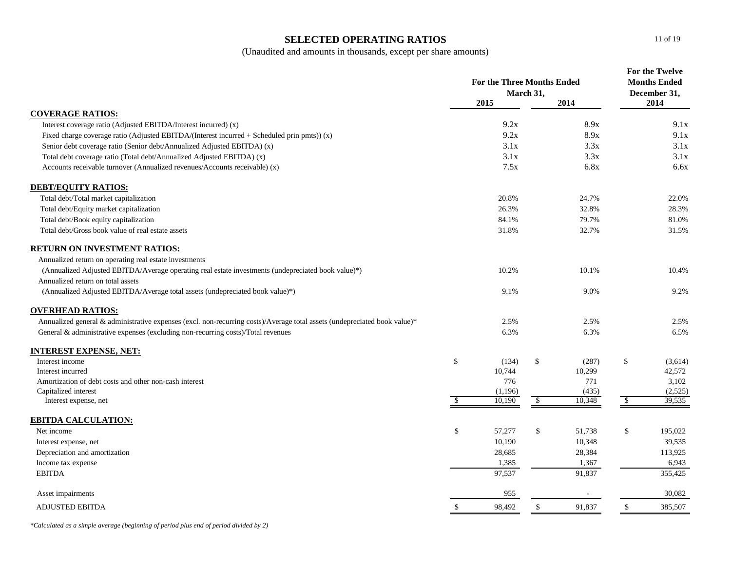# SELECTED OPERATING RATIOS

(Unaudited and amounts in thousands, except per share amounts)

| | For the Three Months Ended March 31, 2015 | For the Three Months Ended March 31, 2014 | For the Twelve Months Ended December 31, 2014 |
|---|---|---|---|
| **COVERAGE RATIOS:** | | | |
| Interest coverage ratio (Adjusted EBITDA/Interest incurred) (x) | 9.2x | 8.9x | 9.1x |
| Fixed charge coverage ratio (Adjusted EBITDA/(Interest incurred + Scheduled prin pmts)) (x) | 9.2x | 8.9x | 9.1x |
| Senior debt coverage ratio (Senior debt/Annualized Adjusted EBITDA) (x) | 3.1x | 3.3x | 3.1x |
| Total debt coverage ratio (Total debt/Annualized Adjusted EBITDA) (x) | 3.1x | 3.3x | 3.1x |
| Accounts receivable turnover (Annualized revenues/Accounts receivable) (x) | 7.5x | 6.8x | 6.6x |
| **DEBT/EQUITY RATIOS:** | | | |
| Total debt/Total market capitalization | 20.8% | 24.7% | 22.0% |
| Total debt/Equity market capitalization | 26.3% | 32.8% | 28.3% |
| Total debt/Book equity capitalization | 84.1% | 79.7% | 81.0% |
| Total debt/Gross book value of real estate assets | 31.8% | 32.7% | 31.5% |
| **RETURN ON INVESTMENT RATIOS:** | | | |
| Annualized return on operating real estate investments (Annualized Adjusted EBITDA/Average operating real estate investments (undepreciated book value)*) | 10.2% | 10.1% | 10.4% |
| Annualized return on total assets (Annualized Adjusted EBITDA/Average total assets (undepreciated book value)*) | 9.1% | 9.0% | 9.2% |
| **OVERHEAD RATIOS:** | | | |
| Annualized general & administrative expenses (excl. non-recurring costs)/Average total assets (undepreciated book value)* | 2.5% | 2.5% | 2.5% |
| General & administrative expenses (excluding non-recurring costs)/Total revenues | 6.3% | 6.3% | 6.5% |
| **INTEREST EXPENSE, NET:** | | | |
| Interest income | $ (134) | $ (287) | $ (3,614) |
| Interest incurred | 10,744 | 10,299 | 42,572 |
| Amortization of debt costs and other non-cash interest | 776 | 771 | 3,102 |
| Capitalized interest | (1,196) | (435) | (2,525) |
| Interest expense, net | $ 10,190 | $ 10,348 | $ 39,535 |
| **EBITDA CALCULATION:** | | | |
| Net income | $ 57,277 | $ 51,738 | $ 195,022 |
| Interest expense, net | 10,190 | 10,348 | 39,535 |
| Depreciation and amortization | 28,685 | 28,384 | 113,925 |
| Income tax expense | 1,385 | 1,367 | 6,943 |
| EBITDA | 97,537 | 91,837 | 355,425 |
| Asset impairments | 955 | - | 30,082 |
| ADJUSTED EBITDA | $ 98,492 | $ 91,837 | $ 385,507 |

*\*Calculated as a simple average (beginning of period plus end of period divided by 2)*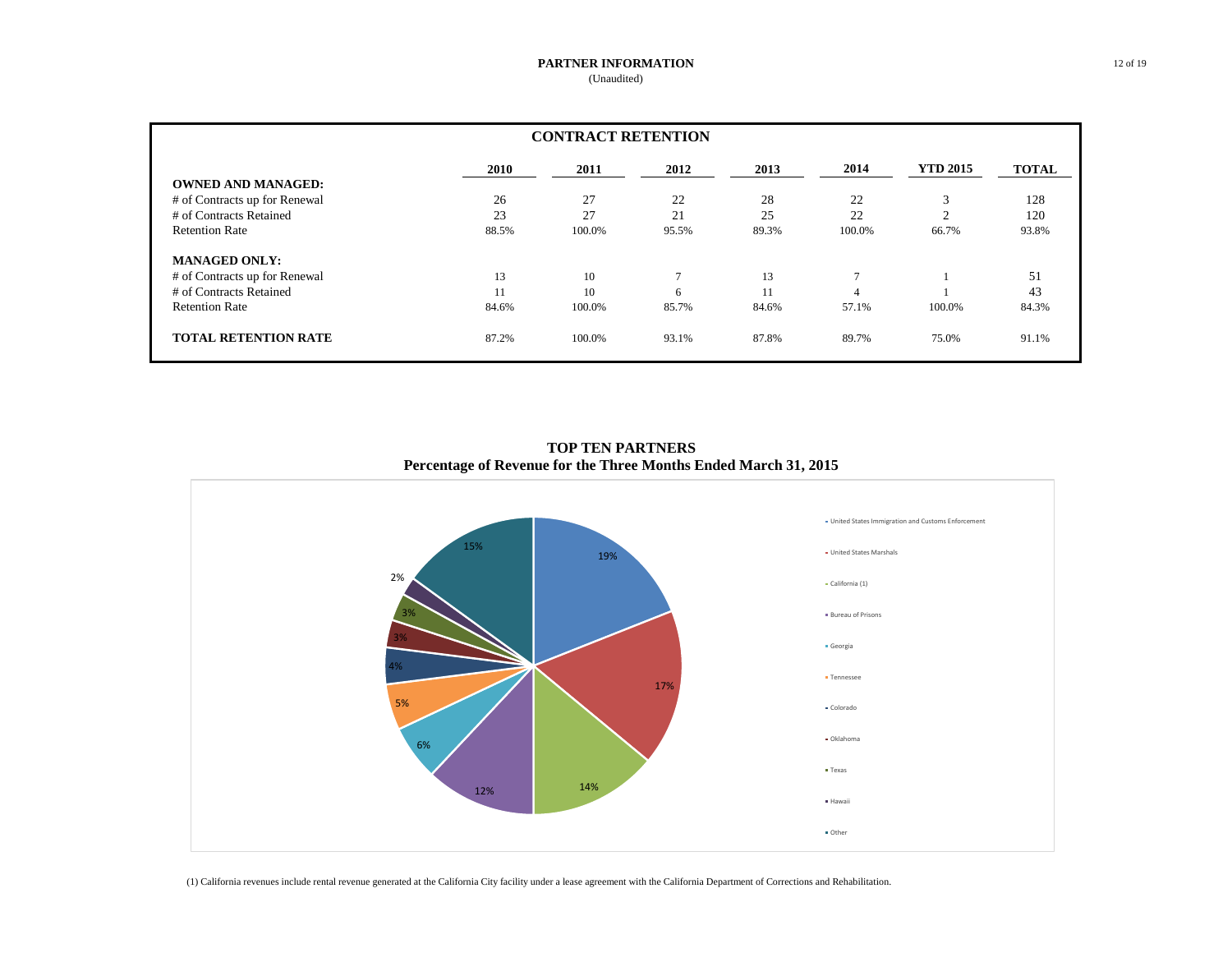## PARTNER INFORMATION
(Unaudited)

### CONTRACT RETENTION

| | 2010 | 2011 | 2012 | 2013 | 2014 | YTD 2015 | TOTAL |
|---|---|---|---|---|---|---|---|
| **OWNED AND MANAGED:** | | | | | | | |
| # of Contracts up for Renewal | 26 | 27 | 22 | 28 | 22 | 3 | 128 |
| # of Contracts Retained | 23 | 27 | 21 | 25 | 22 | 2 | 120 |
| Retention Rate | 88.5% | 100.0% | 95.5% | 89.3% | 100.0% | 66.7% | 93.8% |
| **MANAGED ONLY:** | | | | | | | |
| # of Contracts up for Renewal | 13 | 10 | 7 | 13 | 7 | 1 | 51 |
| # of Contracts Retained | 11 | 10 | 6 | 11 | 4 | 1 | 43 |
| Retention Rate | 84.6% | 100.0% | 85.7% | 84.6% | 57.1% | 100.0% | 84.3% |
| **TOTAL RETENTION RATE** | 87.2% | 100.0% | 93.1% | 87.8% | 89.7% | 75.0% | 91.1% |

### TOP TEN PARTNERS
### Percentage of Revenue for the Three Months Ended March 31, 2015

| Partner | Percentage |
|---|---|
| United States Immigration and Customs Enforcement | 19% |
| United States Marshals | 17% |
| California (1) | 14% |
| Bureau of Prisons | 12% |
| Georgia | 6% |
| Tennessee | 5% |
| Colorado | 4% |
| Oklahoma | 3% |
| Texas | 3% |
| Hawaii | 2% |
| Other | 15% |

(1) California revenues include rental revenue generated at the California City facility under a lease agreement with the California Department of Corrections and Rehabilitation.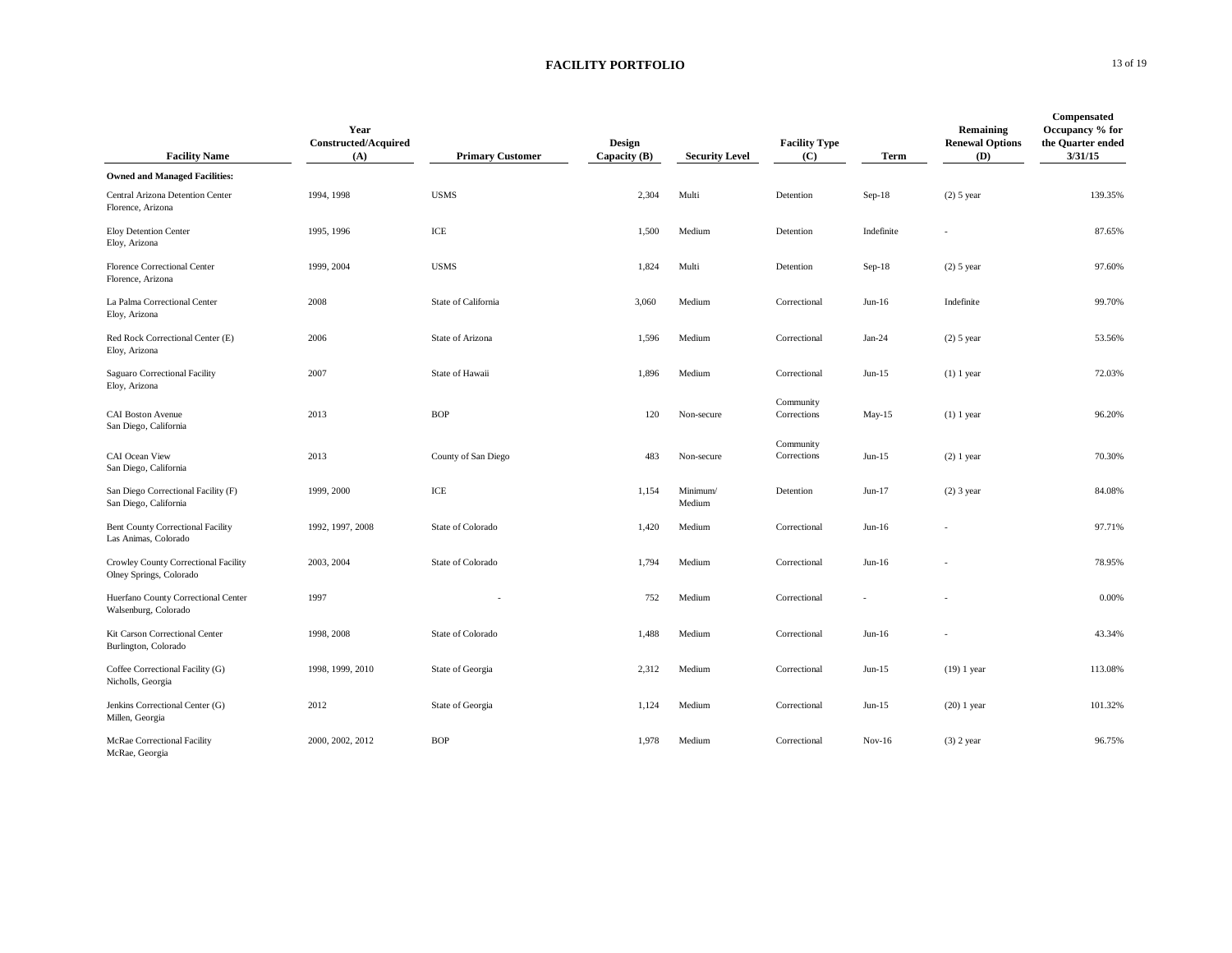# FACILITY PORTFOLIO

| Facility Name | Year Constructed/Acquired (A) | Primary Customer | Design Capacity (B) | Security Level | Facility Type (C) | Term | Remaining Renewal Options (D) | Compensated Occupancy % for the Quarter ended 3/31/15 |
|---|---|---|---|---|---|---|---|---|
| **Owned and Managed Facilities:** | | | | | | | | |
| Central Arizona Detention Center<br>Florence, Arizona | 1994, 1998 | USMS | 2,304 | Multi | Detention | Sep-18 | (2) 5 year | 139.35% |
| Eloy Detention Center<br>Eloy, Arizona | 1995, 1996 | ICE | 1,500 | Medium | Detention | Indefinite | - | 87.65% |
| Florence Correctional Center<br>Florence, Arizona | 1999, 2004 | USMS | 1,824 | Multi | Detention | Sep-18 | (2) 5 year | 97.60% |
| La Palma Correctional Center<br>Eloy, Arizona | 2008 | State of California | 3,060 | Medium | Correctional | Jun-16 | Indefinite | 99.70% |
| Red Rock Correctional Center (E)<br>Eloy, Arizona | 2006 | State of Arizona | 1,596 | Medium | Correctional | Jan-24 | (2) 5 year | 53.56% |
| Saguaro Correctional Facility<br>Eloy, Arizona | 2007 | State of Hawaii | 1,896 | Medium | Correctional | Jun-15 | (1) 1 year | 72.03% |
| CAI Boston Avenue<br>San Diego, California | 2013 | BOP | 120 | Non-secure | Community Corrections | May-15 | (1) 1 year | 96.20% |
| CAI Ocean View<br>San Diego, California | 2013 | County of San Diego | 483 | Non-secure | Community Corrections | Jun-15 | (2) 1 year | 70.30% |
| San Diego Correctional Facility (F)<br>San Diego, California | 1999, 2000 | ICE | 1,154 | Minimum/ Medium | Detention | Jun-17 | (2) 3 year | 84.08% |
| Bent County Correctional Facility<br>Las Animas, Colorado | 1992, 1997, 2008 | State of Colorado | 1,420 | Medium | Correctional | Jun-16 | - | 97.71% |
| Crowley County Correctional Facility<br>Olney Springs, Colorado | 2003, 2004 | State of Colorado | 1,794 | Medium | Correctional | Jun-16 | - | 78.95% |
| Huerfano County Correctional Center<br>Walsenburg, Colorado | 1997 | - | 752 | Medium | Correctional | - | - | 0.00% |
| Kit Carson Correctional Center<br>Burlington, Colorado | 1998, 2008 | State of Colorado | 1,488 | Medium | Correctional | Jun-16 | - | 43.34% |
| Coffee Correctional Facility (G)<br>Nicholls, Georgia | 1998, 1999, 2010 | State of Georgia | 2,312 | Medium | Correctional | Jun-15 | (19) 1 year | 113.08% |
| Jenkins Correctional Center (G)<br>Millen, Georgia | 2012 | State of Georgia | 1,124 | Medium | Correctional | Jun-15 | (20) 1 year | 101.32% |
| McRae Correctional Facility<br>McRae, Georgia | 2000, 2002, 2012 | BOP | 1,978 | Medium | Correctional | Nov-16 | (3) 2 year | 96.75% |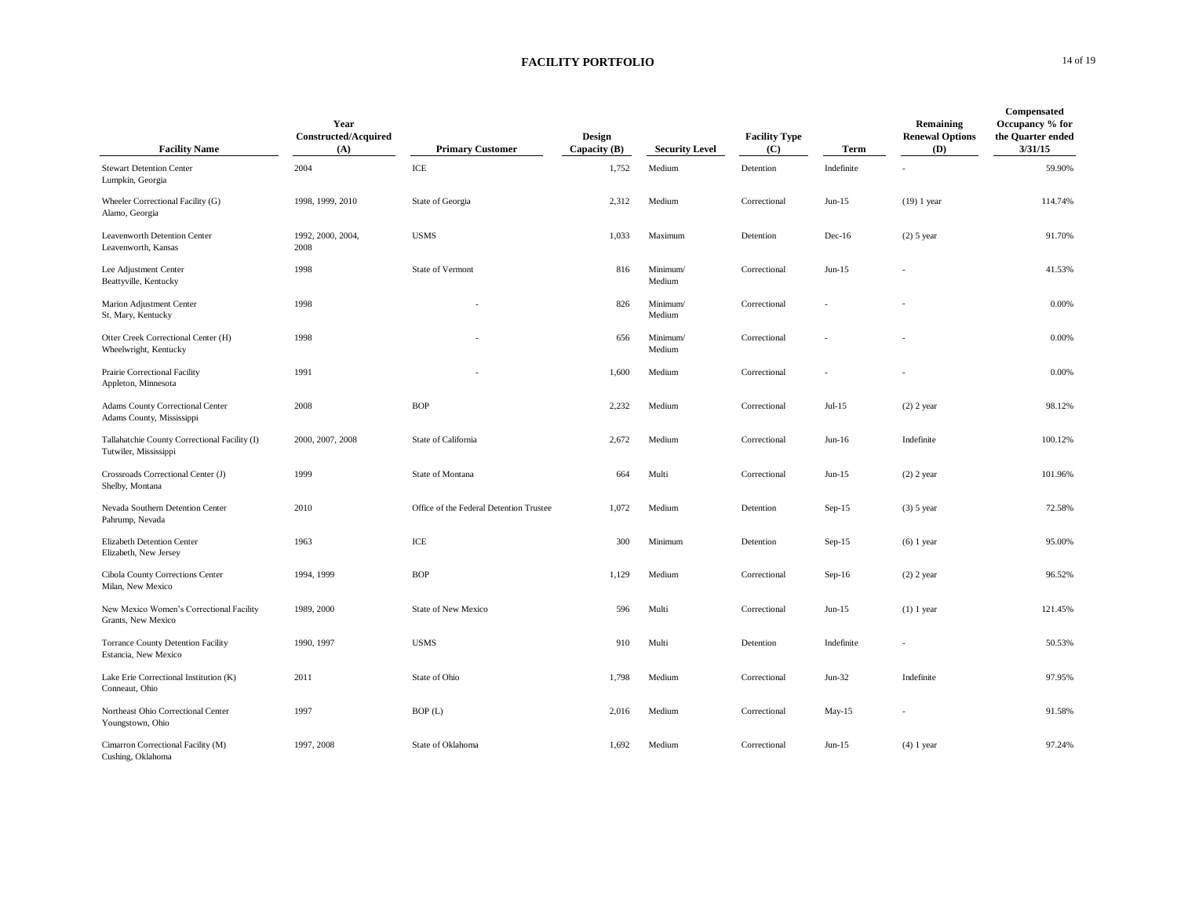# FACILITY PORTFOLIO

| Facility Name | Year Constructed/Acquired (A) | Primary Customer | Design Capacity (B) | Security Level | Facility Type (C) | Term | Remaining Renewal Options (D) | Compensated Occupancy % for the Quarter ended 3/31/15 |
|---|---|---|---|---|---|---|---|---|
| Stewart Detention Center<br>Lumpkin, Georgia | 2004 | ICE | 1,752 | Medium | Detention | Indefinite | - | 59.90% |
| Wheeler Correctional Facility (G)<br>Alamo, Georgia | 1998, 1999, 2010 | State of Georgia | 2,312 | Medium | Correctional | Jun-15 | (19) 1 year | 114.74% |
| Leavenworth Detention Center<br>Leavenworth, Kansas | 1992, 2000, 2004, 2008 | USMS | 1,033 | Maximum | Detention | Dec-16 | (2) 5 year | 91.70% |
| Lee Adjustment Center<br>Beattyville, Kentucky | 1998 | State of Vermont | 816 | Minimum/ Medium | Correctional | Jun-15 | - | 41.53% |
| Marion Adjustment Center<br>St. Mary, Kentucky | 1998 | - | 826 | Minimum/ Medium | Correctional | - | - | 0.00% |
| Otter Creek Correctional Center (H)<br>Wheelwright, Kentucky | 1998 | - | 656 | Minimum/ Medium | Correctional | - | - | 0.00% |
| Prairie Correctional Facility<br>Appleton, Minnesota | 1991 | - | 1,600 | Medium | Correctional | - | - | 0.00% |
| Adams County Correctional Center<br>Adams County, Mississippi | 2008 | BOP | 2,232 | Medium | Correctional | Jul-15 | (2) 2 year | 98.12% |
| Tallahatchie County Correctional Facility (I)<br>Tutwiler, Mississippi | 2000, 2007, 2008 | State of California | 2,672 | Medium | Correctional | Jun-16 | Indefinite | 100.12% |
| Crossroads Correctional Center (J)<br>Shelby, Montana | 1999 | State of Montana | 664 | Multi | Correctional | Jun-15 | (2) 2 year | 101.96% |
| Nevada Southern Detention Center<br>Pahrump, Nevada | 2010 | Office of the Federal Detention Trustee | 1,072 | Medium | Detention | Sep-15 | (3) 5 year | 72.58% |
| Elizabeth Detention Center<br>Elizabeth, New Jersey | 1963 | ICE | 300 | Minimum | Detention | Sep-15 | (6) 1 year | 95.00% |
| Cibola County Corrections Center<br>Milan, New Mexico | 1994, 1999 | BOP | 1,129 | Medium | Correctional | Sep-16 | (2) 2 year | 96.52% |
| New Mexico Women's Correctional Facility<br>Grants, New Mexico | 1989, 2000 | State of New Mexico | 596 | Multi | Correctional | Jun-15 | (1) 1 year | 121.45% |
| Torrance County Detention Facility<br>Estancia, New Mexico | 1990, 1997 | USMS | 910 | Multi | Detention | Indefinite | - | 50.53% |
| Lake Erie Correctional Institution (K)<br>Conneaut, Ohio | 2011 | State of Ohio | 1,798 | Medium | Correctional | Jun-32 | Indefinite | 97.95% |
| Northeast Ohio Correctional Center<br>Youngstown, Ohio | 1997 | BOP (L) | 2,016 | Medium | Correctional | May-15 | - | 91.58% |
| Cimarron Correctional Facility (M)<br>Cushing, Oklahoma | 1997, 2008 | State of Oklahoma | 1,692 | Medium | Correctional | Jun-15 | (4) 1 year | 97.24% |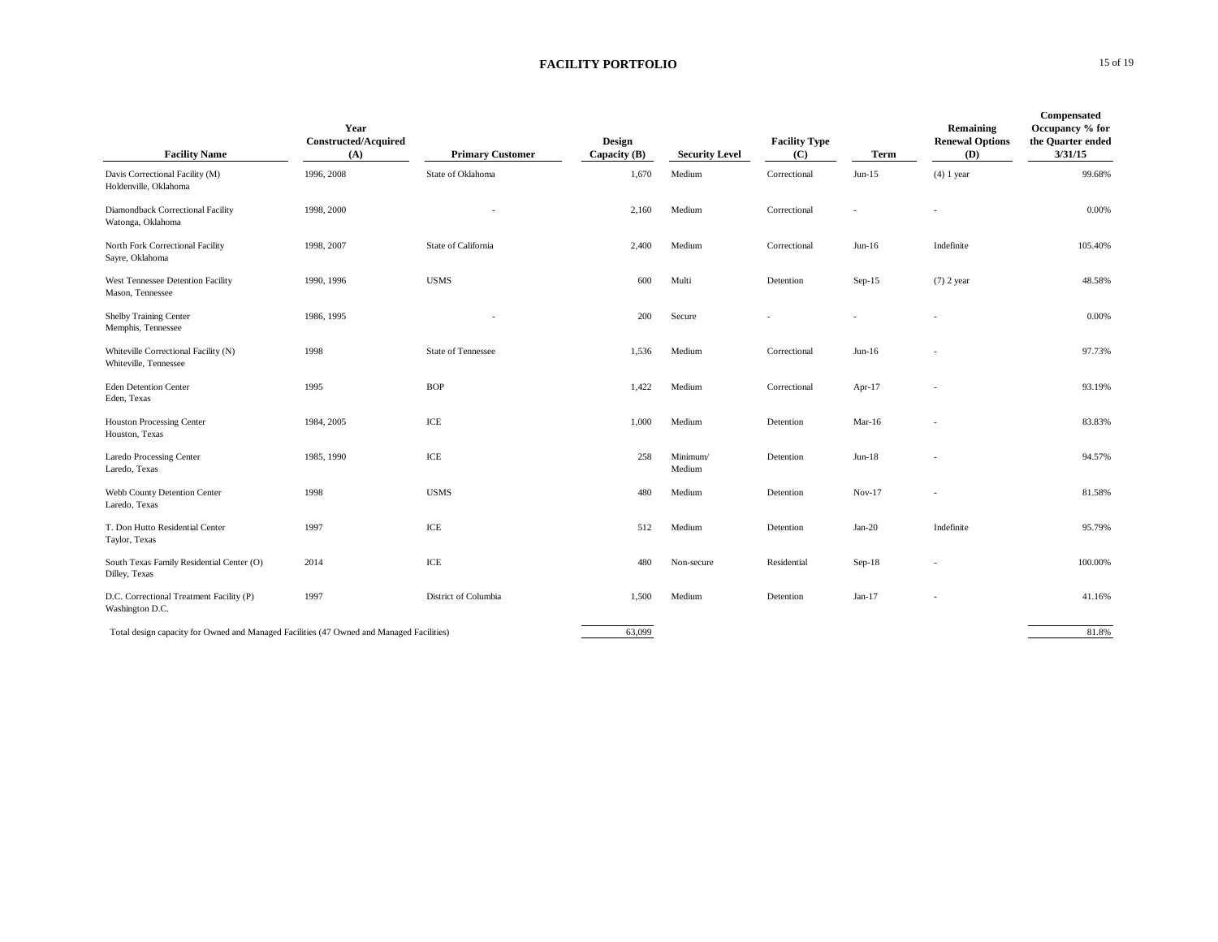## FACILITY PORTFOLIO

| Facility Name | Year Constructed/Acquired (A) | Primary Customer | Design Capacity (B) | Security Level | Facility Type (C) | Term | Remaining Renewal Options (D) | Compensated Occupancy % for the Quarter ended 3/31/15 |
|---|---|---|---|---|---|---|---|---|
| Davis Correctional Facility (M)<br>Holdenville, Oklahoma | 1996, 2008 | State of Oklahoma | 1,670 | Medium | Correctional | Jun-15 | (4) 1 year | 99.68% |
| Diamondback Correctional Facility<br>Watonga, Oklahoma | 1998, 2000 | - | 2,160 | Medium | Correctional | - | - | 0.00% |
| North Fork Correctional Facility<br>Sayre, Oklahoma | 1998, 2007 | State of California | 2,400 | Medium | Correctional | Jun-16 | Indefinite | 105.40% |
| West Tennessee Detention Facility<br>Mason, Tennessee | 1990, 1996 | USMS | 600 | Multi | Detention | Sep-15 | (7) 2 year | 48.58% |
| Shelby Training Center<br>Memphis, Tennessee | 1986, 1995 | - | 200 | Secure | - | - | - | 0.00% |
| Whiteville Correctional Facility (N)<br>Whiteville, Tennessee | 1998 | State of Tennessee | 1,536 | Medium | Correctional | Jun-16 | - | 97.73% |
| Eden Detention Center<br>Eden, Texas | 1995 | BOP | 1,422 | Medium | Correctional | Apr-17 | - | 93.19% |
| Houston Processing Center<br>Houston, Texas | 1984, 2005 | ICE | 1,000 | Medium | Detention | Mar-16 | - | 83.83% |
| Laredo Processing Center<br>Laredo, Texas | 1985, 1990 | ICE | 258 | Minimum/ Medium | Detention | Jun-18 | - | 94.57% |
| Webb County Detention Center<br>Laredo, Texas | 1998 | USMS | 480 | Medium | Detention | Nov-17 | - | 81.58% |
| T. Don Hutto Residential Center<br>Taylor, Texas | 1997 | ICE | 512 | Medium | Detention | Jan-20 | Indefinite | 95.79% |
| South Texas Family Residential Center (O)<br>Dilley, Texas | 2014 | ICE | 480 | Non-secure | Residential | Sep-18 | - | 100.00% |
| D.C. Correctional Treatment Facility (P)<br>Washington D.C. | 1997 | District of Columbia | 1,500 | Medium | Detention | Jan-17 | - | 41.16% |
| Total design capacity for Owned and Managed Facilities (47 Owned and Managed Facilities) | | | 63,099 | | | | | 81.8% |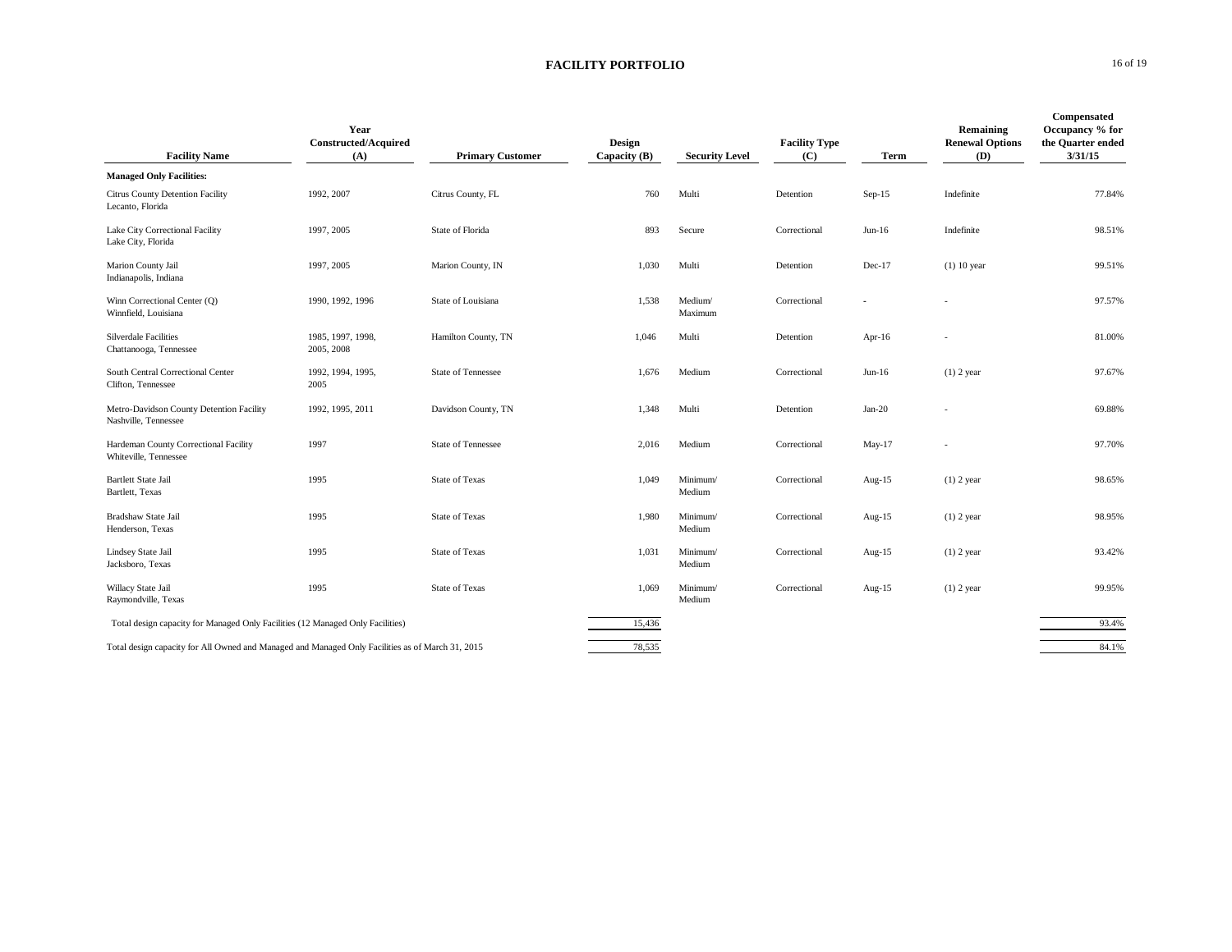# FACILITY PORTFOLIO

| Facility Name | Year Constructed/Acquired (A) | Primary Customer | Design Capacity (B) | Security Level | Facility Type (C) | Term | Remaining Renewal Options (D) | Compensated Occupancy % for the Quarter ended 3/31/15 |
|---|---|---|---|---|---|---|---|---|
| **Managed Only Facilities:** | | | | | | | | |
| Citrus County Detention Facility<br>Lecanto, Florida | 1992, 2007 | Citrus County, FL | 760 | Multi | Detention | Sep-15 | Indefinite | 77.84% |
| Lake City Correctional Facility<br>Lake City, Florida | 1997, 2005 | State of Florida | 893 | Secure | Correctional | Jun-16 | Indefinite | 98.51% |
| Marion County Jail<br>Indianapolis, Indiana | 1997, 2005 | Marion County, IN | 1,030 | Multi | Detention | Dec-17 | (1) 10 year | 99.51% |
| Winn Correctional Center (Q)<br>Winnfield, Louisiana | 1990, 1992, 1996 | State of Louisiana | 1,538 | Medium/ Maximum | Correctional | - | - | 97.57% |
| Silverdale Facilities<br>Chattanooga, Tennessee | 1985, 1997, 1998, 2005, 2008 | Hamilton County, TN | 1,046 | Multi | Detention | Apr-16 | - | 81.00% |
| South Central Correctional Center<br>Clifton, Tennessee | 1992, 1994, 1995, 2005 | State of Tennessee | 1,676 | Medium | Correctional | Jun-16 | (1) 2 year | 97.67% |
| Metro-Davidson County Detention Facility<br>Nashville, Tennessee | 1992, 1995, 2011 | Davidson County, TN | 1,348 | Multi | Detention | Jan-20 | - | 69.88% |
| Hardeman County Correctional Facility<br>Whiteville, Tennessee | 1997 | State of Tennessee | 2,016 | Medium | Correctional | May-17 | - | 97.70% |
| Bartlett State Jail<br>Bartlett, Texas | 1995 | State of Texas | 1,049 | Minimum/ Medium | Correctional | Aug-15 | (1) 2 year | 98.65% |
| Bradshaw State Jail<br>Henderson, Texas | 1995 | State of Texas | 1,980 | Minimum/ Medium | Correctional | Aug-15 | (1) 2 year | 98.95% |
| Lindsey State Jail<br>Jacksboro, Texas | 1995 | State of Texas | 1,031 | Minimum/ Medium | Correctional | Aug-15 | (1) 2 year | 93.42% |
| Willacy State Jail<br>Raymondville, Texas | 1995 | State of Texas | 1,069 | Minimum/ Medium | Correctional | Aug-15 | (1) 2 year | 99.95% |
| Total design capacity for Managed Only Facilities (12 Managed Only Facilities) | | | 15,436 | | | | | 93.4% |
| Total design capacity for All Owned and Managed and Managed Only Facilities as of March 31, 2015 | | | 78,535 | | | | | 84.1% |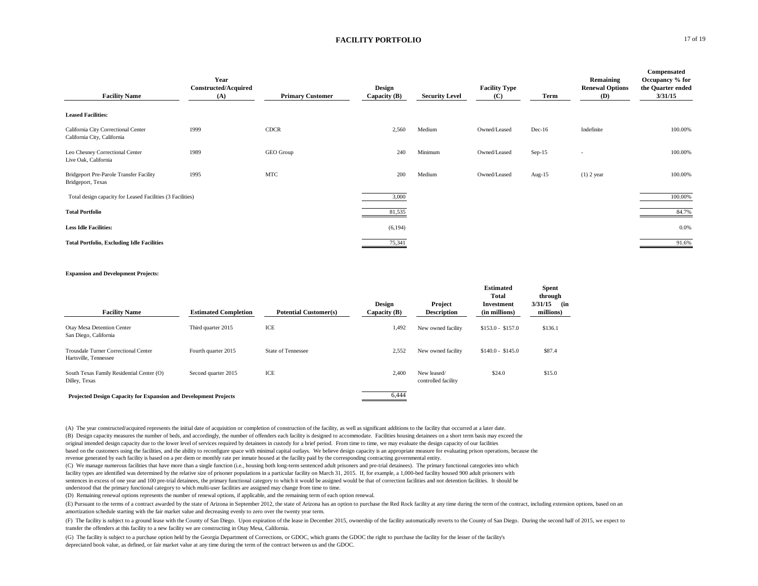# FACILITY PORTFOLIO

| Facility Name | Year Constructed/Acquired (A) | Primary Customer | Design Capacity (B) | Security Level | Facility Type (C) | Term | Remaining Renewal Options (D) | Compensated Occupancy % for the Quarter ended 3/31/15 |
|---|---|---|---|---|---|---|---|---|
| **Leased Facilities:** | | | | | | | | |
| California City Correctional Center<br>California City, California | 1999 | CDCR | 2,560 | Medium | Owned/Leased | Dec-16 | Indefinite | 100.00% |
| Leo Chesney Correctional Center<br>Live Oak, California | 1989 | GEO Group | 240 | Minimum | Owned/Leased | Sep-15 | - | 100.00% |
| Bridgeport Pre-Parole Transfer Facility<br>Bridgeport, Texas | 1995 | MTC | 200 | Medium | Owned/Leased | Aug-15 | (1) 2 year | 100.00% |
| Total design capacity for Leased Facilities (3 Facilities) | | | 3,000 | | | | | 100.00% |
| **Total Portfolio** | | | 81,535 | | | | | 84.7% |
| **Less Idle Facilities:** | | | (6,194) | | | | | 0.0% |
| **Total Portfolio, Excluding Idle Facilities** | | | 75,341 | | | | | 91.6% |

**Expansion and Development Projects:**

| Facility Name | Estimated Completion | Potential Customer(s) | Design Capacity (B) | Project Description | Estimated Total Investment (in millions) | Spent through 3/31/15 (in millions) |
|---|---|---|---|---|---|---|
| Otay Mesa Detention Center<br>San Diego, California | Third quarter 2015 | ICE | 1,492 | New owned facility | \$153.0 - \$157.0 | \$136.1 |
| Trousdale Turner Correctional Center<br>Hartsville, Tennessee | Fourth quarter 2015 | State of Tennessee | 2,552 | New owned facility | \$140.0 - \$145.0 | \$87.4 |
| South Texas Family Residential Center (O)<br>Dilley, Texas | Second quarter 2015 | ICE | 2,400 | New leased/ controlled facility | \$24.0 | \$15.0 |
| **Projected Design Capacity for Expansion and Development Projects** | | | 6,444 | | | |

(A) The year constructed/acquired represents the initial date of acquisition or completion of construction of the facility, as well as significant additions to the facility that occurred at a later date.

(B) Design capacity measures the number of beds, and accordingly, the number of offenders each facility is designed to accommodate. Facilities housing detainees on a short term basis may exceed the original intended design capacity due to the lower level of services required by detainees in custody for a brief period. From time to time, we may evaluate the design capacity of our facilities based on the customers using the facilities, and the ability to reconfigure space with minimal capital outlays. We believe design capacity is an appropriate measure for evaluating prison operations, because the revenue generated by each facility is based on a per diem or monthly rate per inmate housed at the facility paid by the corresponding contracting governmental entity.

(C) We manage numerous facilities that have more than a single function (i.e., housing both long-term sentenced adult prisoners and pre-trial detainees). The primary functional categories into which facility types are identified was determined by the relative size of prisoner populations in a particular facility on March 31, 2015. If, for example, a 1,000-bed facility housed 900 adult prisoners with sentences in excess of one year and 100 pre-trial detainees, the primary functional category to which it would be assigned would be that of correction facilities and not detention facilities. It should be understood that the primary functional category to which multi-user facilities are assigned may change from time to time.

(D) Remaining renewal options represents the number of renewal options, if applicable, and the remaining term of each option renewal.

(E) Pursuant to the terms of a contract awarded by the state of Arizona in September 2012, the state of Arizona has an option to purchase the Red Rock facility at any time during the term of the contract, including extension options, based on an amortization schedule starting with the fair market value and decreasing evenly to zero over the twenty year term.

(F) The facility is subject to a ground lease with the County of San Diego. Upon expiration of the lease in December 2015, ownership of the facility automatically reverts to the County of San Diego. During the second half of 2015, we expect to transfer the offenders at this facility to a new facility we are constructing in Otay Mesa, California.

(G) The facility is subject to a purchase option held by the Georgia Department of Corrections, or GDOC, which grants the GDOC the right to purchase the facility for the lesser of the facility's depreciated book value, as defined, or fair market value at any time during the term of the contract between us and the GDOC.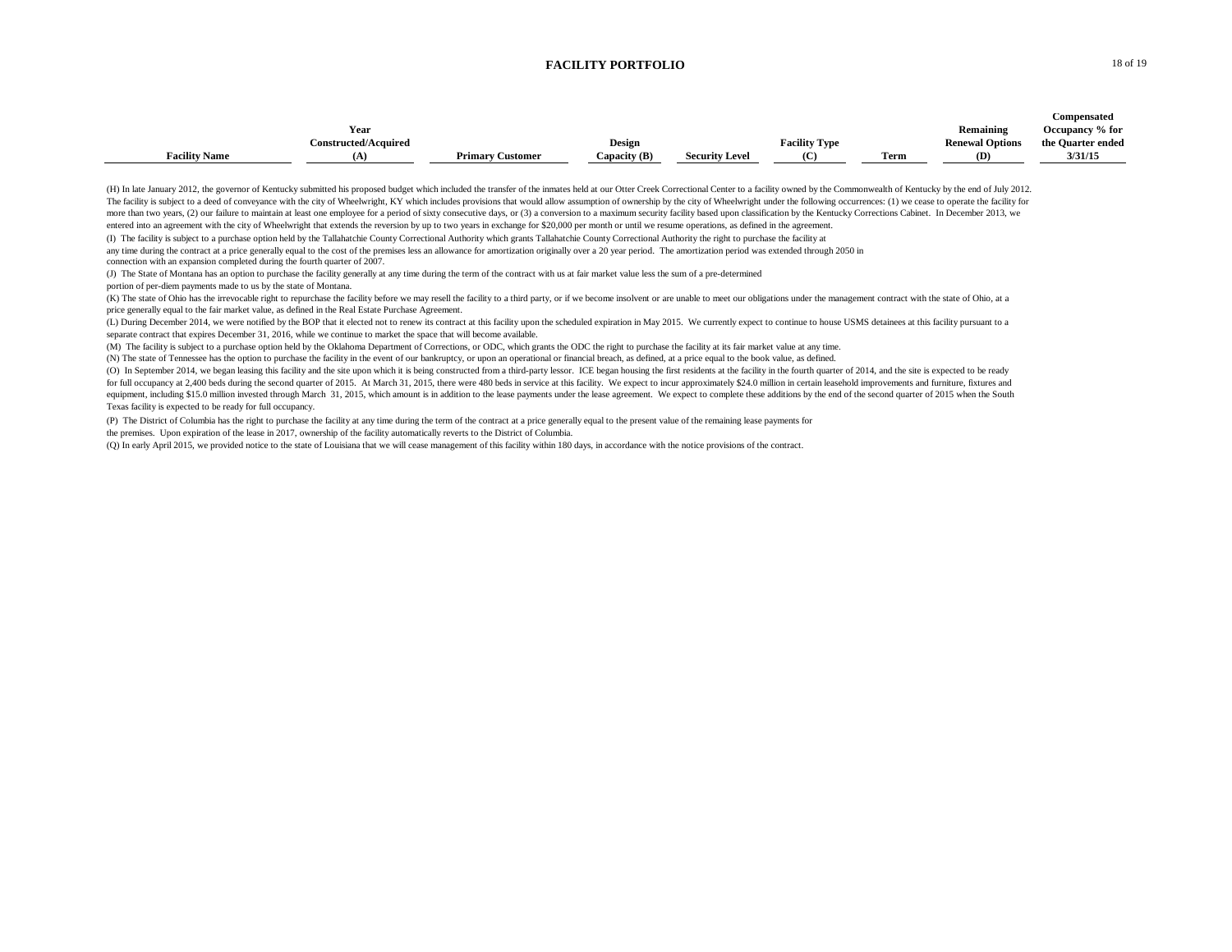# FACILITY PORTFOLIO

| Facility Name | Year Constructed/Acquired (A) | Primary Customer | Design Capacity (B) | Security Level | Facility Type (C) | Term | Remaining Renewal Options (D) | Compensated Occupancy % for the Quarter ended 3/31/15 |
|---|---|---|---|---|---|---|---|---|

(H) In late January 2012, the governor of Kentucky submitted his proposed budget which included the transfer of the inmates held at our Otter Creek Correctional Center to a facility owned by the Commonwealth of Kentucky by the end of July 2012. The facility is subject to a deed of conveyance with the city of Wheelwright, KY which includes provisions that would allow assumption of ownership by the city of Wheelwright under the following occurrences: (1) we cease to operate the facility for more than two years, (2) our failure to maintain at least one employee for a period of sixty consecutive days, or (3) a conversion to a maximum security facility based upon classification by the Kentucky Corrections Cabinet. In December 2013, we entered into an agreement with the city of Wheelwright that extends the reversion by up to two years in exchange for $20,000 per month or until we resume operations, as defined in the agreement.

(I) The facility is subject to a purchase option held by the Tallahatchie County Correctional Authority which grants Tallahatchie County Correctional Authority the right to purchase the facility at any time during the contract at a price generally equal to the cost of the premises less an allowance for amortization originally over a 20 year period. The amortization period was extended through 2050 in connection with an expansion completed during the fourth quarter of 2007.

(J) The State of Montana has an option to purchase the facility generally at any time during the term of the contract with us at fair market value less the sum of a pre-determined portion of per-diem payments made to us by the state of Montana.

(K) The state of Ohio has the irrevocable right to repurchase the facility before we may resell the facility to a third party, or if we become insolvent or are unable to meet our obligations under the management contract with the state of Ohio, at a price generally equal to the fair market value, as defined in the Real Estate Purchase Agreement.

(L) During December 2014, we were notified by the BOP that it elected not to renew its contract at this facility upon the scheduled expiration in May 2015. We currently expect to continue to house USMS detainees at this facility pursuant to a separate contract that expires December 31, 2016, while we continue to market the space that will become available.

(M) The facility is subject to a purchase option held by the Oklahoma Department of Corrections, or ODC, which grants the ODC the right to purchase the facility at its fair market value at any time.

(N) The state of Tennessee has the option to purchase the facility in the event of our bankruptcy, or upon an operational or financial breach, as defined, at a price equal to the book value, as defined.

(O) In September 2014, we began leasing this facility and the site upon which it is being constructed from a third-party lessor. ICE began housing the first residents at the facility in the fourth quarter of 2014, and the site is expected to be ready for full occupancy at 2,400 beds during the second quarter of 2015. At March 31, 2015, there were 480 beds in service at this facility. We expect to incur approximately $24.0 million in certain leasehold improvements and furniture, fixtures and equipment, including $15.0 million invested through March 31, 2015, which amount is in addition to the lease payments under the lease agreement. We expect to complete these additions by the end of the second quarter of 2015 when the South Texas facility is expected to be ready for full occupancy.

(P) The District of Columbia has the right to purchase the facility at any time during the term of the contract at a price generally equal to the present value of the remaining lease payments for the premises. Upon expiration of the lease in 2017, ownership of the facility automatically reverts to the District of Columbia.

(Q) In early April 2015, we provided notice to the state of Louisiana that we will cease management of this facility within 180 days, in accordance with the notice provisions of the contract.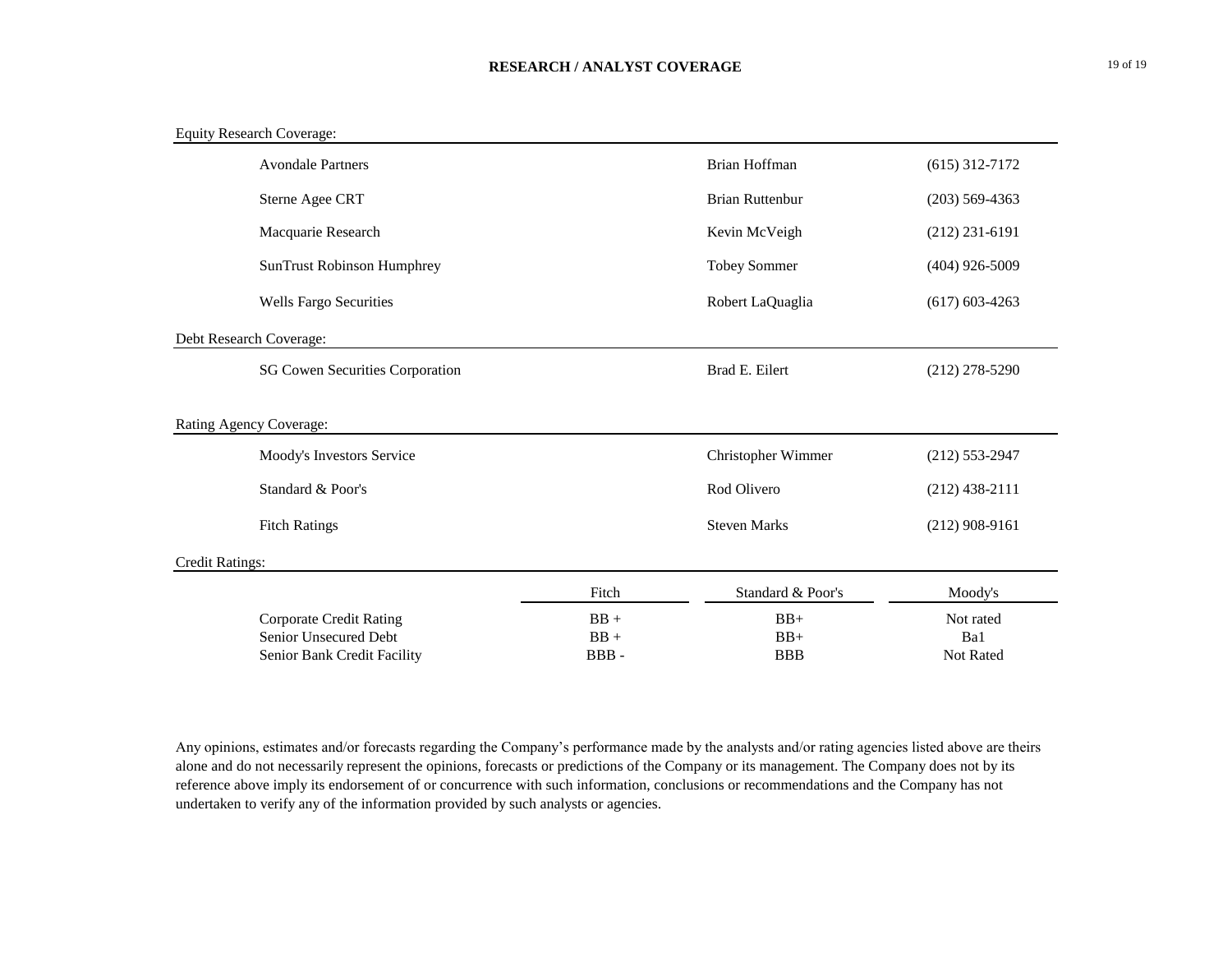# RESEARCH / ANALYST COVERAGE

## Equity Research Coverage:

| | | |
|---|---|---|
| Avondale Partners | Brian Hoffman | (615) 312-7172 |
| Sterne Agee CRT | Brian Ruttenbur | (203) 569-4363 |
| Macquarie Research | Kevin McVeigh | (212) 231-6191 |
| SunTrust Robinson Humphrey | Tobey Sommer | (404) 926-5009 |
| Wells Fargo Securities | Robert LaQuaglia | (617) 603-4263 |

## Debt Research Coverage:

| | | |
|---|---|---|
| SG Cowen Securities Corporation | Brad E. Eilert | (212) 278-5290 |

## Rating Agency Coverage:

| | | |
|---|---|---|
| Moody's Investors Service | Christopher Wimmer | (212) 553-2947 |
| Standard & Poor's | Rod Olivero | (212) 438-2111 |
| Fitch Ratings | Steven Marks | (212) 908-9161 |

## Credit Ratings:

| | Fitch | Standard & Poor's | Moody's |
|---|---|---|---|
| Corporate Credit Rating | BB + | BB+ | Not rated |
| Senior Unsecured Debt | BB + | BB+ | Ba1 |
| Senior Bank Credit Facility | BBB - | BBB | Not Rated |

Any opinions, estimates and/or forecasts regarding the Company's performance made by the analysts and/or rating agencies listed above are theirs alone and do not necessarily represent the opinions, forecasts or predictions of the Company or its management. The Company does not by its reference above imply its endorsement of or concurrence with such information, conclusions or recommendations and the Company has not undertaken to verify any of the information provided by such analysts or agencies.